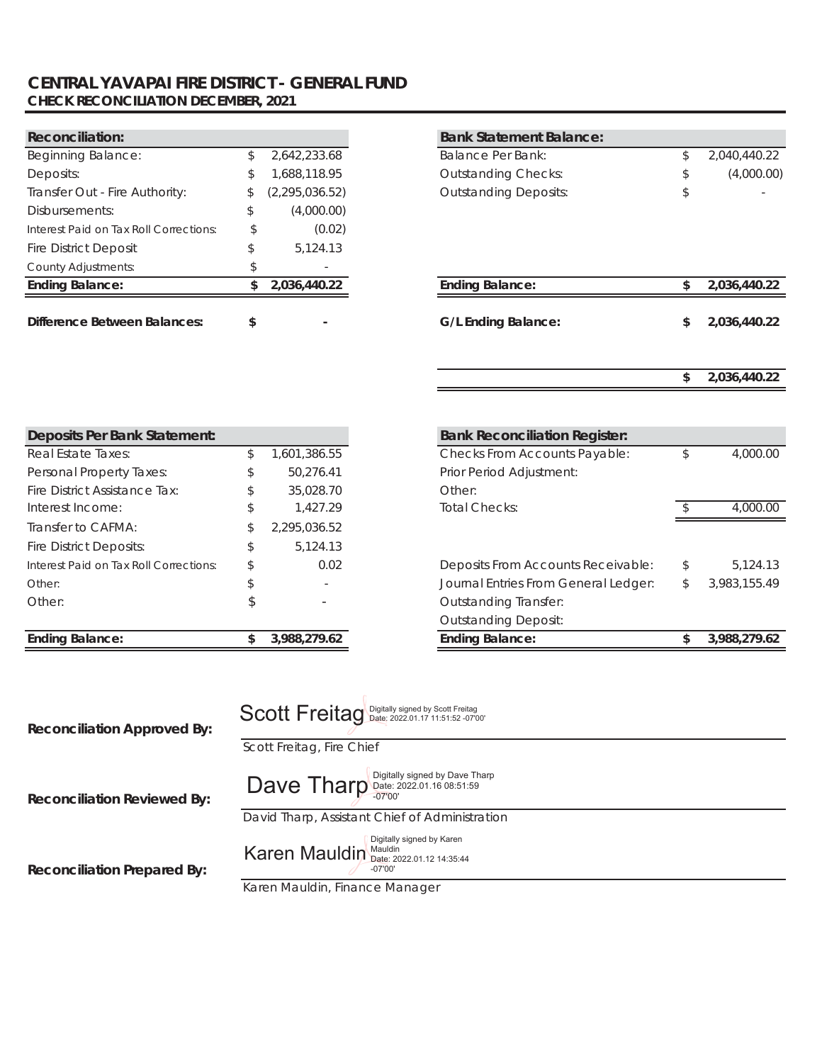# CENTRAL YAVAPAI FIRE DISTRICT - GENERAL FUND

**CHECK RECONCILIATION DECEMBER, 2021**

| Reconciliation: | | |
|---|---|---|
| Beginning Balance: | $ | 2,642,233.68 |
| Deposits: | $ | 1,688,118.95 |
| Transfer Out - Fire Authority: | $ | (2,295,036.52) |
| Disbursements: | $ | (4,000.00) |
| Interest Paid on Tax Roll Corrections: | $ | (0.02) |
| Fire District Deposit | $ | 5,124.13 |
| County Adjustments: | $ | - |
| **Ending Balance:** | **$** | **2,036,440.22** |
| **Difference Between Balances:** | **$** | **-** |

| Bank Statement Balance: | | |
|---|---|---|
| Balance Per Bank: | $ | 2,040,440.22 |
| Outstanding Checks: | $ | (4,000.00) |
| Outstanding Deposits: | $ | - |
| **Ending Balance:** | **$** | **2,036,440.22** |
| **G/L Ending Balance:** | **$** | **2,036,440.22** |
| | **$** | **2,036,440.22** |

| Deposits Per Bank Statement: | | |
|---|---|---|
| Real Estate Taxes: | $ | 1,601,386.55 |
| Personal Property Taxes: | $ | 50,276.41 |
| Fire District Assistance Tax: | $ | 35,028.70 |
| Interest Income: | $ | 1,427.29 |
| Transfer to CAFMA: | $ | 2,295,036.52 |
| Fire District Deposits: | $ | 5,124.13 |
| Interest Paid on Tax Roll Corrections: | $ | 0.02 |
| Other: | $ | - |
| Other: | $ | - |
| **Ending Balance:** | **$** | **3,988,279.62** |

| Bank Reconciliation Register: | | |
|---|---|---|
| Checks From Accounts Payable: | $ | 4,000.00 |
| Prior Period Adjustment: | | |
| Other: | | |
| Total Checks: | $ | 4,000.00 |
| Deposits From Accounts Receivable: | $ | 5,124.13 |
| Journal Entries From General Ledger: | $ | 3,983,155.49 |
| Outstanding Transfer: | | |
| Outstanding Deposit: | | |
| **Ending Balance:** | **$** | **3,988,279.62** |

**Reconciliation Approved By:** Scott Freitag (Digitally signed by Scott Freitag Date: 2022.01.17 11:51:52 -07'00')
Scott Freitag, Fire Chief

**Reconciliation Reviewed By:** Dave Tharp (Digitally signed by Dave Tharp Date: 2022.01.16 08:51:59 -07'00')
David Tharp, Assistant Chief of Administration

**Reconciliation Prepared By:** Karen Mauldin (Digitally signed by Karen Mauldin Date: 2022.01.12 14:35:44 -07'00')
Karen Mauldin, Finance Manager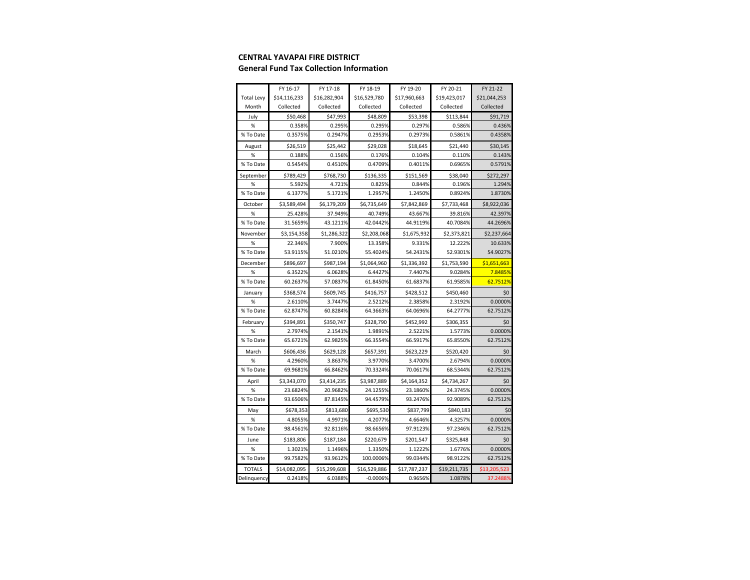**CENTRAL YAVAPAI FIRE DISTRICT**
**General Fund Tax Collection Information**

| | FY 16-17 | FY 17-18 | FY 18-19 | FY 19-20 | FY 20-21 | FY 21-22 |
|---|---|---|---|---|---|---|
| Total Levy | $14,116,233 | $16,282,904 | $16,529,780 | $17,960,663 | $19,423,017 | $21,044,253 |
| Month | Collected | Collected | Collected | Collected | Collected | Collected |
| July | $50,468 | $47,993 | $48,809 | $53,398 | $113,844 | $91,719 |
| % | 0.358% | 0.295% | 0.295% | 0.297% | 0.586% | 0.436% |
| % To Date | 0.3575% | 0.2947% | 0.2953% | 0.2973% | 0.5861% | 0.4358% |
| August | $26,519 | $25,442 | $29,028 | $18,645 | $21,440 | $30,145 |
| % | 0.188% | 0.156% | 0.176% | 0.104% | 0.110% | 0.143% |
| % To Date | 0.5454% | 0.4510% | 0.4709% | 0.4011% | 0.6965% | 0.5791% |
| September | $789,429 | $768,730 | $136,335 | $151,569 | $38,040 | $272,297 |
| % | 5.592% | 4.721% | 0.825% | 0.844% | 0.196% | 1.294% |
| % To Date | 6.1377% | 5.1721% | 1.2957% | 1.2450% | 0.8924% | 1.8730% |
| October | $3,589,494 | $6,179,209 | $6,735,649 | $7,842,869 | $7,733,468 | $8,922,036 |
| % | 25.428% | 37.949% | 40.749% | 43.667% | 39.816% | 42.397% |
| % To Date | 31.5659% | 43.1211% | 42.0442% | 44.9119% | 40.7084% | 44.2696% |
| November | $3,154,358 | $1,286,322 | $2,208,068 | $1,675,932 | $2,373,821 | $2,237,664 |
| % | 22.346% | 7.900% | 13.358% | 9.331% | 12.222% | 10.633% |
| % To Date | 53.9115% | 51.0210% | 55.4024% | 54.2431% | 52.9301% | 54.9027% |
| December | $896,697 | $987,194 | $1,064,960 | $1,336,392 | $1,753,590 | $1,651,663 |
| % | 6.3522% | 6.0628% | 6.4427% | 7.4407% | 9.0284% | 7.8485% |
| % To Date | 60.2637% | 57.0837% | 61.8450% | 61.6837% | 61.9585% | 62.7512% |
| January | $368,574 | $609,745 | $416,757 | $428,512 | $450,460 | $0 |
| % | 2.6110% | 3.7447% | 2.5212% | 2.3858% | 2.3192% | 0.0000% |
| % To Date | 62.8747% | 60.8284% | 64.3663% | 64.0696% | 64.2777% | 62.7512% |
| February | $394,891 | $350,747 | $328,790 | $452,992 | $306,355 | $0 |
| % | 2.7974% | 2.1541% | 1.9891% | 2.5221% | 1.5773% | 0.0000% |
| % To Date | 65.6721% | 62.9825% | 66.3554% | 66.5917% | 65.8550% | 62.7512% |
| March | $606,436 | $629,128 | $657,391 | $623,229 | $520,420 | $0 |
| % | 4.2960% | 3.8637% | 3.9770% | 3.4700% | 2.6794% | 0.0000% |
| % To Date | 69.9681% | 66.8462% | 70.3324% | 70.0617% | 68.5344% | 62.7512% |
| April | $3,343,070 | $3,414,235 | $3,987,889 | $4,164,352 | $4,734,267 | $0 |
| % | 23.6824% | 20.9682% | 24.1255% | 23.1860% | 24.3745% | 0.0000% |
| % To Date | 93.6506% | 87.8145% | 94.4579% | 93.2476% | 92.9089% | 62.7512% |
| May | $678,353 | $813,680 | $695,530 | $837,799 | $840,183 | $0 |
| % | 4.8055% | 4.9971% | 4.2077% | 4.6646% | 4.3257% | 0.0000% |
| % To Date | 98.4561% | 92.8116% | 98.6656% | 97.9123% | 97.2346% | 62.7512% |
| June | $183,806 | $187,184 | $220,679 | $201,547 | $325,848 | $0 |
| % | 1.3021% | 1.1496% | 1.3350% | 1.1222% | 1.6776% | 0.0000% |
| % To Date | 99.7582% | 93.9612% | 100.0006% | 99.0344% | 98.9122% | 62.7512% |
| TOTALS | $14,082,095 | $15,299,608 | $16,529,886 | $17,787,237 | $19,211,735 | $13,205,523 |
| Delinquency | 0.2418% | 6.0388% | -0.0006% | 0.9656% | 1.0878% | 37.2488% |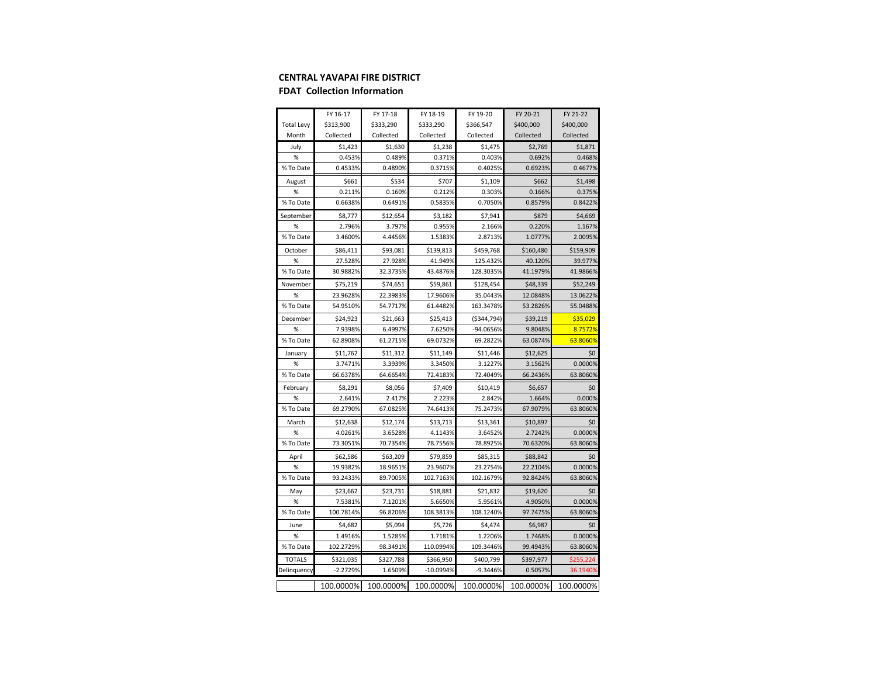**CENTRAL YAVAPAI FIRE DISTRICT**

**FDAT Collection Information**

| | FY 16-17 | FY 17-18 | FY 18-19 | FY 19-20 | FY 20-21 | FY 21-22 |
|---|---|---|---|---|---|---|
| Total Levy | $313,900 | $333,290 | $333,290 | $366,547 | $400,000 | $400,000 |
| Month | Collected | Collected | Collected | Collected | Collected | Collected |
| July | $1,423 | $1,630 | $1,238 | $1,475 | $2,769 | $1,871 |
| % | 0.453% | 0.489% | 0.371% | 0.403% | 0.692% | 0.468% |
| % To Date | 0.4533% | 0.4890% | 0.3715% | 0.4025% | 0.6923% | 0.4677% |
| August | $661 | $534 | $707 | $1,109 | $662 | $1,498 |
| % | 0.211% | 0.160% | 0.212% | 0.303% | 0.166% | 0.375% |
| % To Date | 0.6638% | 0.6491% | 0.5835% | 0.7050% | 0.8579% | 0.8422% |
| September | $8,777 | $12,654 | $3,182 | $7,941 | $879 | $4,669 |
| % | 2.796% | 3.797% | 0.955% | 2.166% | 0.220% | 1.167% |
| % To Date | 3.4600% | 4.4456% | 1.5383% | 2.8713% | 1.0777% | 2.0095% |
| October | $86,411 | $93,081 | $139,813 | $459,768 | $160,480 | $159,909 |
| % | 27.528% | 27.928% | 41.949% | 125.432% | 40.120% | 39.977% |
| % To Date | 30.9882% | 32.3735% | 43.4876% | 128.3035% | 41.1979% | 41.9866% |
| November | $75,219 | $74,651 | $59,861 | $128,454 | $48,339 | $52,249 |
| % | 23.9628% | 22.3983% | 17.9606% | 35.0443% | 12.0848% | 13.0622% |
| % To Date | 54.9510% | 54.7717% | 61.4482% | 163.3478% | 53.2826% | 55.0488% |
| December | $24,923 | $21,663 | $25,413 | ($344,794) | $39,219 | $35,029 |
| % | 7.9398% | 6.4997% | 7.6250% | -94.0656% | 9.8048% | 8.7572% |
| % To Date | 62.8908% | 61.2715% | 69.0732% | 69.2822% | 63.0874% | 63.8060% |
| January | $11,762 | $11,312 | $11,149 | $11,446 | $12,625 | $0 |
| % | 3.7471% | 3.3939% | 3.3450% | 3.1227% | 3.1562% | 0.0000% |
| % To Date | 66.6378% | 64.6654% | 72.4183% | 72.4049% | 66.2436% | 63.8060% |
| February | $8,291 | $8,056 | $7,409 | $10,419 | $6,657 | $0 |
| % | 2.641% | 2.417% | 2.223% | 2.842% | 1.664% | 0.000% |
| % To Date | 69.2790% | 67.0825% | 74.6413% | 75.2473% | 67.9079% | 63.8060% |
| March | $12,638 | $12,174 | $13,713 | $13,361 | $10,897 | $0 |
| % | 4.0261% | 3.6528% | 4.1143% | 3.6452% | 2.7242% | 0.0000% |
| % To Date | 73.3051% | 70.7354% | 78.7556% | 78.8925% | 70.6320% | 63.8060% |
| April | $62,586 | $63,209 | $79,859 | $85,315 | $88,842 | $0 |
| % | 19.9382% | 18.9651% | 23.9607% | 23.2754% | 22.2104% | 0.0000% |
| % To Date | 93.2433% | 89.7005% | 102.7163% | 102.1679% | 92.8424% | 63.8060% |
| May | $23,662 | $23,731 | $18,881 | $21,832 | $19,620 | $0 |
| % | 7.5381% | 7.1201% | 5.6650% | 5.9561% | 4.9050% | 0.0000% |
| % To Date | 100.7814% | 96.8206% | 108.3813% | 108.1240% | 97.7475% | 63.8060% |
| June | $4,682 | $5,094 | $5,726 | $4,474 | $6,987 | $0 |
| % | 1.4916% | 1.5285% | 1.7181% | 1.2206% | 1.7468% | 0.0000% |
| % To Date | 102.2729% | 98.3491% | 110.0994% | 109.3446% | 99.4943% | 63.8060% |
| TOTALS | $321,035 | $327,788 | $366,950 | $400,799 | $397,977 | $255,224 |
| Delinquency | -2.2729% | 1.6509% | -10.0994% | -9.3446% | 0.5057% | 36.1940% |
| | 100.0000% | 100.0000% | 100.0000% | 100.0000% | 100.0000% | 100.0000% |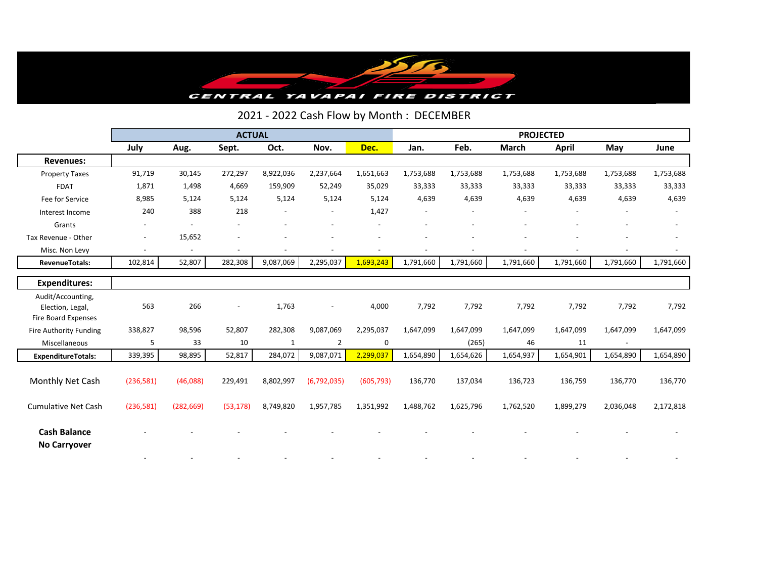CENTRAL YAVAPAI FIRE DISTRICT

## 2021 - 2022 Cash Flow by Month : DECEMBER

| | ACTUAL | | | | | | PROJECTED | | | | | |
|---|---|---|---|---|---|---|---|---|---|---|---|---|
| | July | Aug. | Sept. | Oct. | Nov. | Dec. | Jan. | Feb. | March | April | May | June |
| **Revenues:** | | | | | | | | | | | | |
| Property Taxes | 91,719 | 30,145 | 272,297 | 8,922,036 | 2,237,664 | 1,651,663 | 1,753,688 | 1,753,688 | 1,753,688 | 1,753,688 | 1,753,688 | 1,753,688 |
| FDAT | 1,871 | 1,498 | 4,669 | 159,909 | 52,249 | 35,029 | 33,333 | 33,333 | 33,333 | 33,333 | 33,333 | 33,333 |
| Fee for Service | 8,985 | 5,124 | 5,124 | 5,124 | 5,124 | 5,124 | 4,639 | 4,639 | 4,639 | 4,639 | 4,639 | 4,639 |
| Interest Income | 240 | 388 | 218 | - | - | 1,427 | - | - | - | - | - | - |
| Grants | - | - | - | - | - | - | - | - | - | - | - | - |
| Tax Revenue - Other | - | 15,652 | - | - | - | - | - | - | - | - | - | - |
| Misc. Non Levy | - | - | - | - | - | - | - | - | - | - | - | - |
| **RevenueTotals:** | 102,814 | 52,807 | 282,308 | 9,087,069 | 2,295,037 | 1,693,243 | 1,791,660 | 1,791,660 | 1,791,660 | 1,791,660 | 1,791,660 | 1,791,660 |
| **Expenditures:** | | | | | | | | | | | | |
| Audit/Accounting, Election, Legal, Fire Board Expenses | 563 | 266 | - | 1,763 | - | 4,000 | 7,792 | 7,792 | 7,792 | 7,792 | 7,792 | 7,792 |
| Fire Authority Funding | 338,827 | 98,596 | 52,807 | 282,308 | 9,087,069 | 2,295,037 | 1,647,099 | 1,647,099 | 1,647,099 | 1,647,099 | 1,647,099 | 1,647,099 |
| Miscellaneous | 5 | 33 | 10 | 1 | 2 | 0 | | (265) | 46 | 11 | - | |
| **ExpenditureTotals:** | 339,395 | 98,895 | 52,817 | 284,072 | 9,087,071 | 2,299,037 | 1,654,890 | 1,654,626 | 1,654,937 | 1,654,901 | 1,654,890 | 1,654,890 |
| Monthly Net Cash | (236,581) | (46,088) | 229,491 | 8,802,997 | (6,792,035) | (605,793) | 136,770 | 137,034 | 136,723 | 136,759 | 136,770 | 136,770 |
| Cumulative Net Cash | (236,581) | (282,669) | (53,178) | 8,749,820 | 1,957,785 | 1,351,992 | 1,488,762 | 1,625,796 | 1,762,520 | 1,899,279 | 2,036,048 | 2,172,818 |
| **Cash Balance No Carryover** | - | - | - | - | - | - | - | - | - | - | - | - |
| | - | - | - | - | - | - | - | - | - | - | - | - |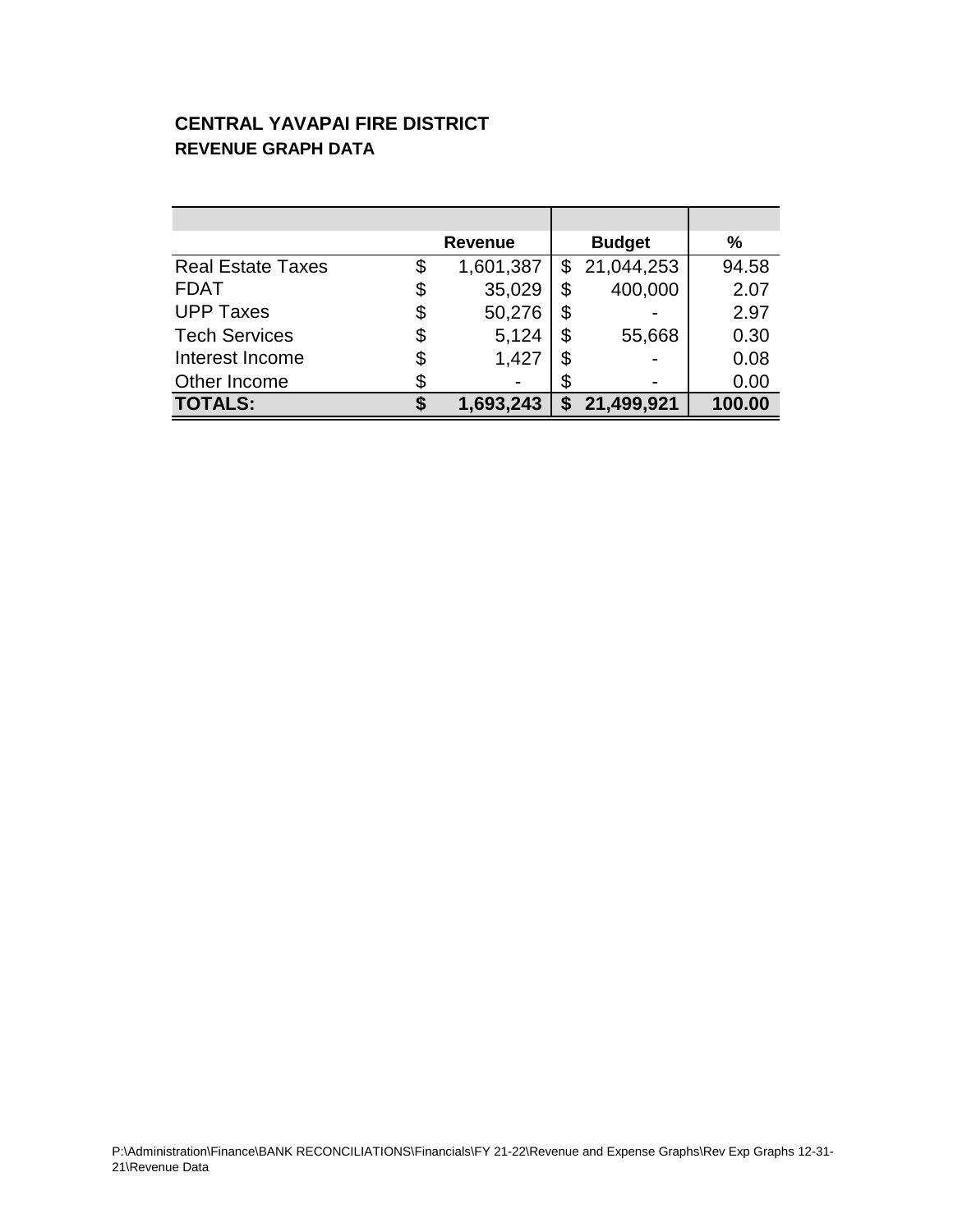**CENTRAL YAVAPAI FIRE DISTRICT**
**REVENUE GRAPH DATA**

| | Revenue | Budget | % |
|---|---|---|---|
| Real Estate Taxes | $ 1,601,387 | $ 21,044,253 | 94.58 |
| FDAT | $ 35,029 | $ 400,000 | 2.07 |
| UPP Taxes | $ 50,276 | $ - | 2.97 |
| Tech Services | $ 5,124 | $ 55,668 | 0.30 |
| Interest Income | $ 1,427 | $ - | 0.08 |
| Other Income | $ - | $ - | 0.00 |
| **TOTALS:** | **$ 1,693,243** | **$ 21,499,921** | **100.00** |

P:\Administration\Finance\BANK RECONCILIATIONS\Financials\FY 21-22\Revenue and Expense Graphs\Rev Exp Graphs 12-31-21\Revenue Data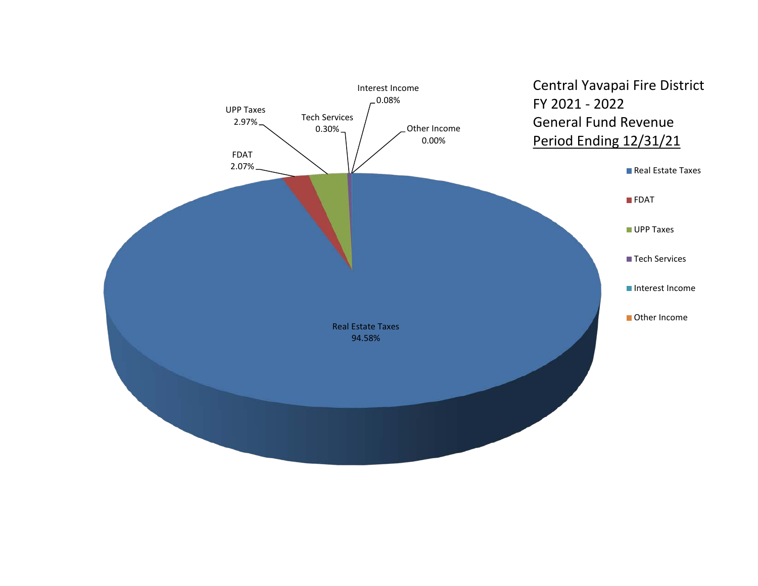# Central Yavapai Fire District
## FY 2021 - 2022
## General Fund Revenue
## Period Ending 12/31/21

| Category | Percentage |
|---|---|
| Real Estate Taxes | 94.58% |
| FDAT | 2.07% |
| UPP Taxes | 2.97% |
| Tech Services | 0.30% |
| Interest Income | 0.08% |
| Other Income | 0.00% |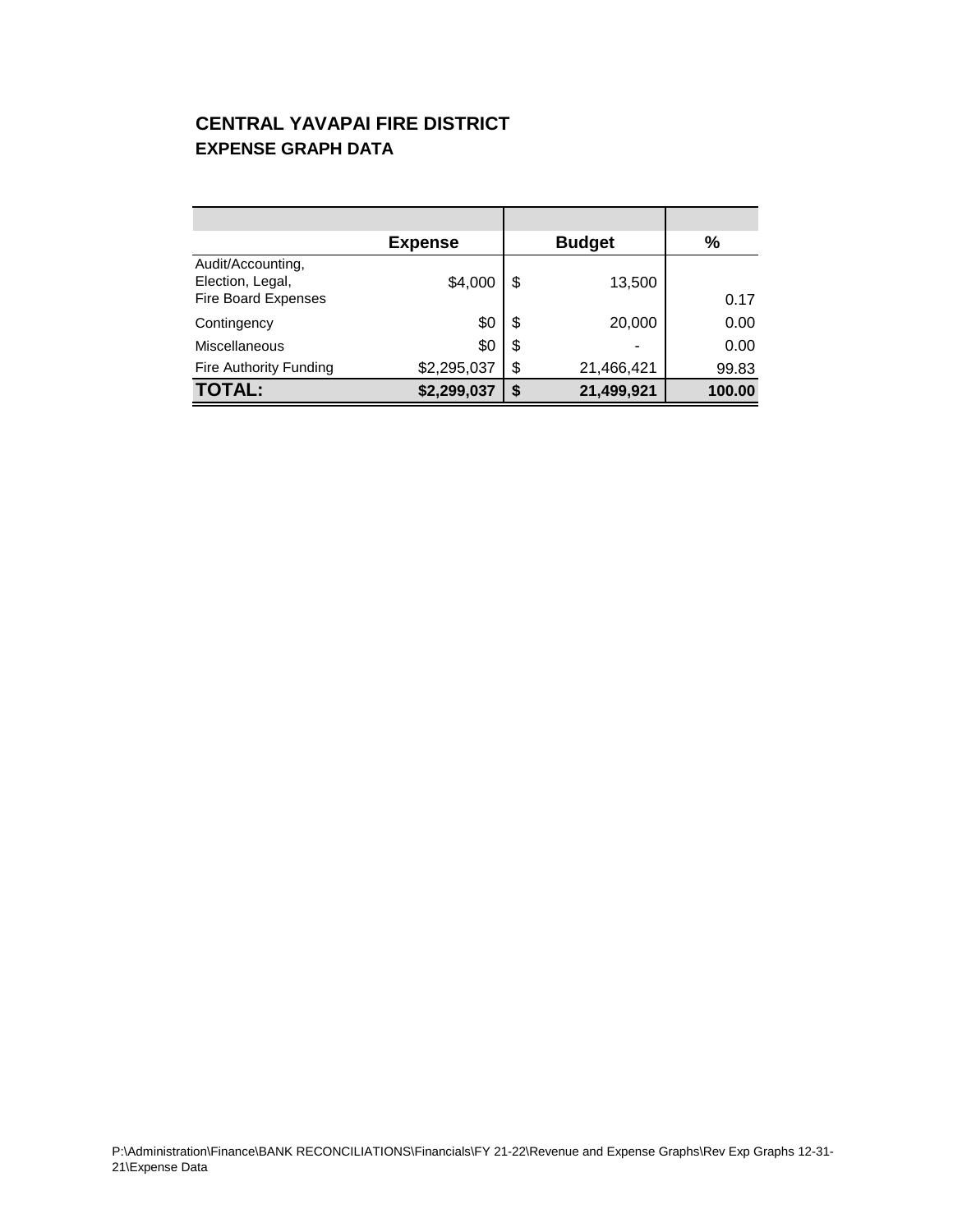## CENTRAL YAVAPAI FIRE DISTRICT
### EXPENSE GRAPH DATA

| | Expense | Budget | % |
|---|---|---|---|
| Audit/Accounting, Election, Legal, Fire Board Expenses | $4,000 | $ 13,500 | 0.17 |
| Contingency | $0 | $ 20,000 | 0.00 |
| Miscellaneous | $0 | $ - | 0.00 |
| Fire Authority Funding | $2,295,037 | $ 21,466,421 | 99.83 |
| **TOTAL:** | **$2,299,037** | **$ 21,499,921** | **100.00** |

P:\Administration\Finance\BANK RECONCILIATIONS\Financials\FY 21-22\Revenue and Expense Graphs\Rev Exp Graphs 12-31-21\Expense Data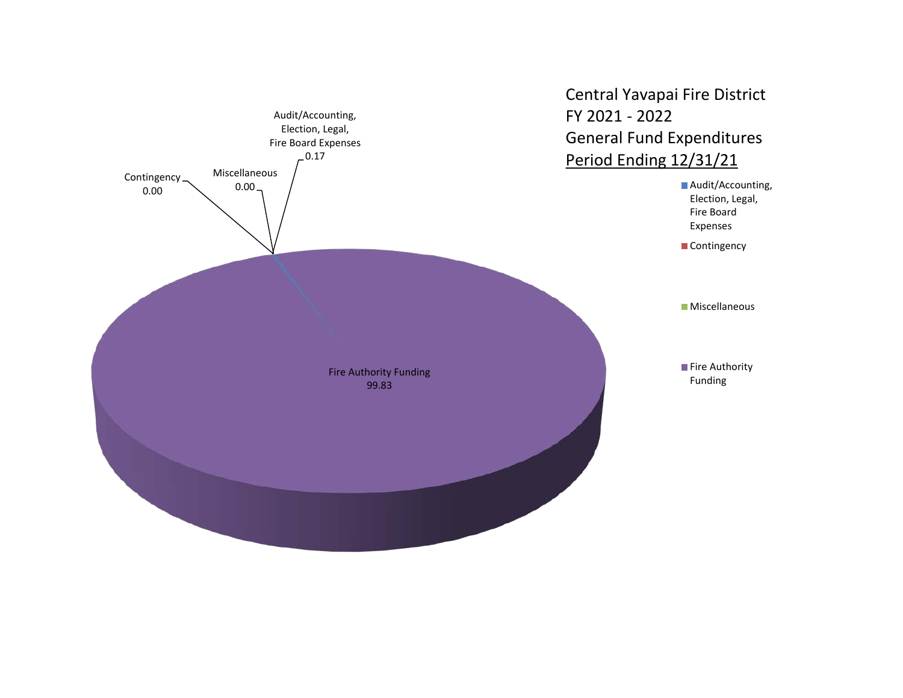# Central Yavapai Fire District
## FY 2021 - 2022
## General Fund Expenditures
## Period Ending 12/31/21

Audit/Accounting, Election, Legal, Fire Board Expenses 0.17

Contingency 0.00

Miscellaneous 0.00

Fire Authority Funding 99.83

- Audit/Accounting, Election, Legal, Fire Board Expenses
- Contingency
- Miscellaneous
- Fire Authority Funding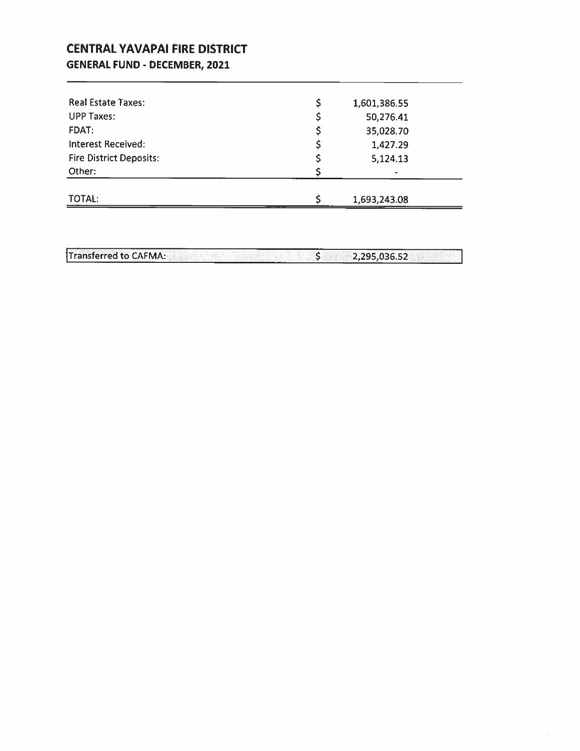# CENTRAL YAVAPAI FIRE DISTRICT

## GENERAL FUND - DECEMBER, 2021

| | | |
|---|---|---|
| Real Estate Taxes: | $ | 1,601,386.55 |
| UPP Taxes: | $ | 50,276.41 |
| FDAT: | $ | 35,028.70 |
| Interest Received: | $ | 1,427.29 |
| Fire District Deposits: | $ | 5,124.13 |
| Other: | $ | - |
| TOTAL: | $ | 1,693,243.08 |

| | | |
|---|---|---|
| Transferred to CAFMA: | $ | 2,295,036.52 |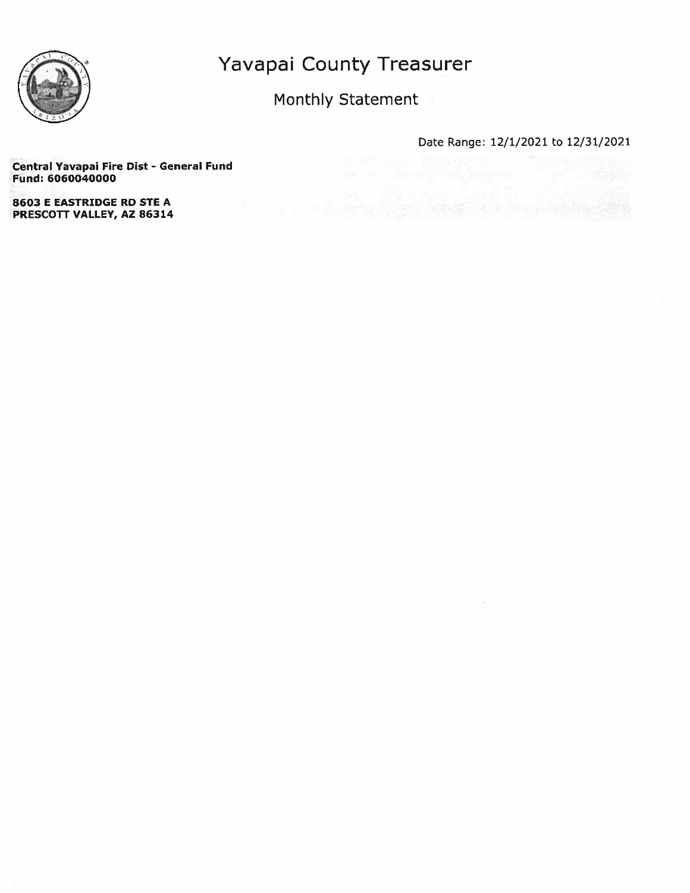# Yavapai County Treasurer

Monthly Statement

Date Range: 12/1/2021 to 12/31/2021

**Central Yavapai Fire Dist - General Fund**
**Fund: 6060040000**

**8603 E EASTRIDGE RD STE A**
**PRESCOTT VALLEY, AZ 86314**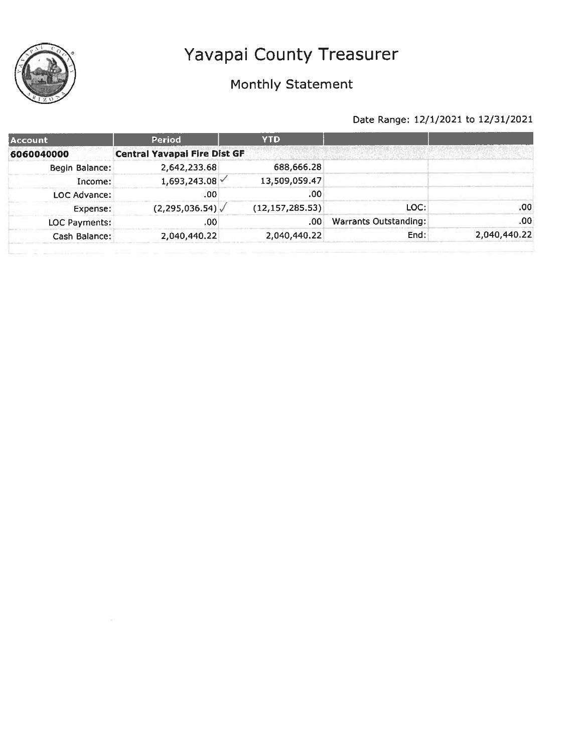# Yavapai County Treasurer

## Monthly Statement

Date Range: 12/1/2021 to 12/31/2021

| Account | Period | YTD | | |
|---|---|---|---|---|
| **6060040000** | **Central Yavapai Fire Dist GF** | | | |
| Begin Balance: | 2,642,233.68 | 688,666.28 | | |
| Income: | 1,693,243.08 ✓ | 13,509,059.47 | | |
| LOC Advance: | .00 | .00 | | |
| Expense: | (2,295,036.54) ✓ | (12,157,285.53) | LOC: | .00 |
| LOC Payments: | .00 | .00 | Warrants Outstanding: | .00 |
| Cash Balance: | 2,040,440.22 | 2,040,440.22 | End: | 2,040,440.22 |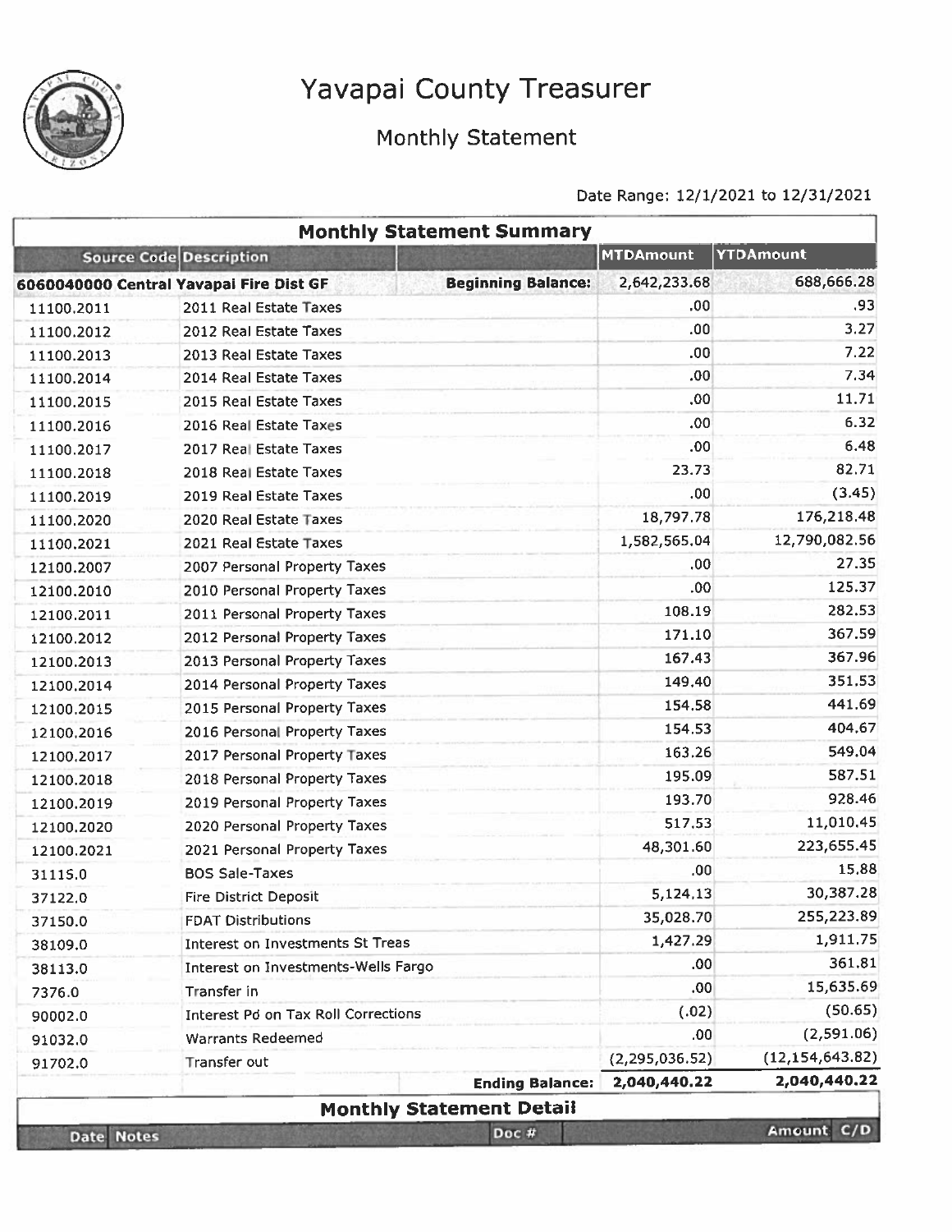# Yavapai County Treasurer

## Monthly Statement

Date Range: 12/1/2021 to 12/31/2021

### Monthly Statement Summary

| Source Code | Description | | MTDAmount | YTDAmount |
|---|---|---|---|---|
| **6060040000** | **Central Yavapai Fire Dist GF** | **Beginning Balance:** | 2,642,233.68 | 688,666.28 |
| 11100.2011 | 2011 Real Estate Taxes | | .00 | .93 |
| 11100.2012 | 2012 Real Estate Taxes | | .00 | 3.27 |
| 11100.2013 | 2013 Real Estate Taxes | | .00 | 7.22 |
| 11100.2014 | 2014 Real Estate Taxes | | .00 | 7.34 |
| 11100.2015 | 2015 Real Estate Taxes | | .00 | 11.71 |
| 11100.2016 | 2016 Real Estate Taxes | | .00 | 6.32 |
| 11100.2017 | 2017 Real Estate Taxes | | .00 | 6.48 |
| 11100.2018 | 2018 Real Estate Taxes | | 23.73 | 82.71 |
| 11100.2019 | 2019 Real Estate Taxes | | .00 | (3.45) |
| 11100.2020 | 2020 Real Estate Taxes | | 18,797.78 | 176,218.48 |
| 11100.2021 | 2021 Real Estate Taxes | | 1,582,565.04 | 12,790,082.56 |
| 12100.2007 | 2007 Personal Property Taxes | | .00 | 27.35 |
| 12100.2010 | 2010 Personal Property Taxes | | .00 | 125.37 |
| 12100.2011 | 2011 Personal Property Taxes | | 108.19 | 282.53 |
| 12100.2012 | 2012 Personal Property Taxes | | 171.10 | 367.59 |
| 12100.2013 | 2013 Personal Property Taxes | | 167.43 | 367.96 |
| 12100.2014 | 2014 Personal Property Taxes | | 149.40 | 351.53 |
| 12100.2015 | 2015 Personal Property Taxes | | 154.58 | 441.69 |
| 12100.2016 | 2016 Personal Property Taxes | | 154.53 | 404.67 |
| 12100.2017 | 2017 Personal Property Taxes | | 163.26 | 549.04 |
| 12100.2018 | 2018 Personal Property Taxes | | 195.09 | 587.51 |
| 12100.2019 | 2019 Personal Property Taxes | | 193.70 | 928.46 |
| 12100.2020 | 2020 Personal Property Taxes | | 517.53 | 11,010.45 |
| 12100.2021 | 2021 Personal Property Taxes | | 48,301.60 | 223,655.45 |
| 31115.0 | BOS Sale-Taxes | | .00 | 15.88 |
| 37122.0 | Fire District Deposit | | 5,124.13 | 30,387.28 |
| 37150.0 | FDAT Distributions | | 35,028.70 | 255,223.89 |
| 38109.0 | Interest on Investments St Treas | | 1,427.29 | 1,911.75 |
| 38113.0 | Interest on Investments-Wells Fargo | | .00 | 361.81 |
| 7376.0 | Transfer in | | .00 | 15,635.69 |
| 90002.0 | Interest Pd on Tax Roll Corrections | | (.02) | (50.65) |
| 91032.0 | Warrants Redeemed | | .00 | (2,591.06) |
| 91702.0 | Transfer out | | (2,295,036.52) | (12,154,643.82) |
| | | **Ending Balance:** | **2,040,440.22** | **2,040,440.22** |

### Monthly Statement Detail

| Date | Notes | Doc # | Amount | C/D |
|---|---|---|---|---|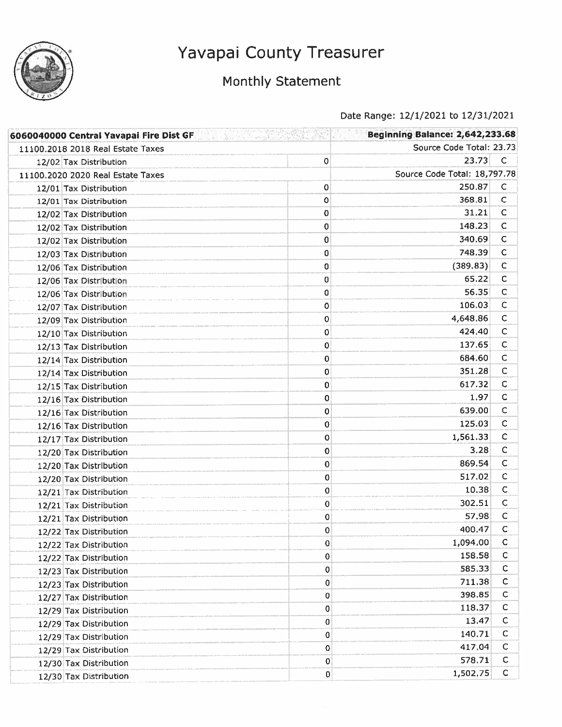# Yavapai County Treasurer

## Monthly Statement

Date Range: 12/1/2021 to 12/31/2021

| 6060040000 Central Yavapai Fire Dist GF | | Beginning Balance: 2,642,233.68 | |
|---|---|---|---|
| 11100.2018 2018 Real Estate Taxes | | Source Code Total: 23.73 | |
| 12/02 Tax Distribution | 0 | 23.73 | C |
| 11100.2020 2020 Real Estate Taxes | | Source Code Total: 18,797.78 | |
| 12/01 Tax Distribution | 0 | 250.87 | C |
| 12/01 Tax Distribution | 0 | 368.81 | C |
| 12/02 Tax Distribution | 0 | 31.21 | C |
| 12/02 Tax Distribution | 0 | 148.23 | C |
| 12/02 Tax Distribution | 0 | 340.69 | C |
| 12/03 Tax Distribution | 0 | 748.39 | C |
| 12/06 Tax Distribution | 0 | (389.83) | C |
| 12/06 Tax Distribution | 0 | 65.22 | C |
| 12/06 Tax Distribution | 0 | 56.35 | C |
| 12/07 Tax Distribution | 0 | 106.03 | C |
| 12/09 Tax Distribution | 0 | 4,648.86 | C |
| 12/10 Tax Distribution | 0 | 424.40 | C |
| 12/13 Tax Distribution | 0 | 137.65 | C |
| 12/14 Tax Distribution | 0 | 684.60 | C |
| 12/14 Tax Distribution | 0 | 351.28 | C |
| 12/15 Tax Distribution | 0 | 617.32 | C |
| 12/16 Tax Distribution | 0 | 1.97 | C |
| 12/16 Tax Distribution | 0 | 639.00 | C |
| 12/16 Tax Distribution | 0 | 125.03 | C |
| 12/17 Tax Distribution | 0 | 1,561.33 | C |
| 12/20 Tax Distribution | 0 | 3.28 | C |
| 12/20 Tax Distribution | 0 | 869.54 | C |
| 12/20 Tax Distribution | 0 | 517.02 | C |
| 12/21 Tax Distribution | 0 | 10.38 | C |
| 12/21 Tax Distribution | 0 | 302.51 | C |
| 12/21 Tax Distribution | 0 | 57.98 | C |
| 12/22 Tax Distribution | 0 | 400.47 | C |
| 12/22 Tax Distribution | 0 | 1,094.00 | C |
| 12/22 Tax Distribution | 0 | 158.58 | C |
| 12/23 Tax Distribution | 0 | 585.33 | C |
| 12/23 Tax Distribution | 0 | 711.38 | C |
| 12/27 Tax Distribution | 0 | 398.85 | C |
| 12/29 Tax Distribution | 0 | 118.37 | C |
| 12/29 Tax Distribution | 0 | 13.47 | C |
| 12/29 Tax Distribution | 0 | 140.71 | C |
| 12/29 Tax Distribution | 0 | 417.04 | C |
| 12/30 Tax Distribution | 0 | 578.71 | C |
| 12/30 Tax Distribution | 0 | 1,502.75 | C |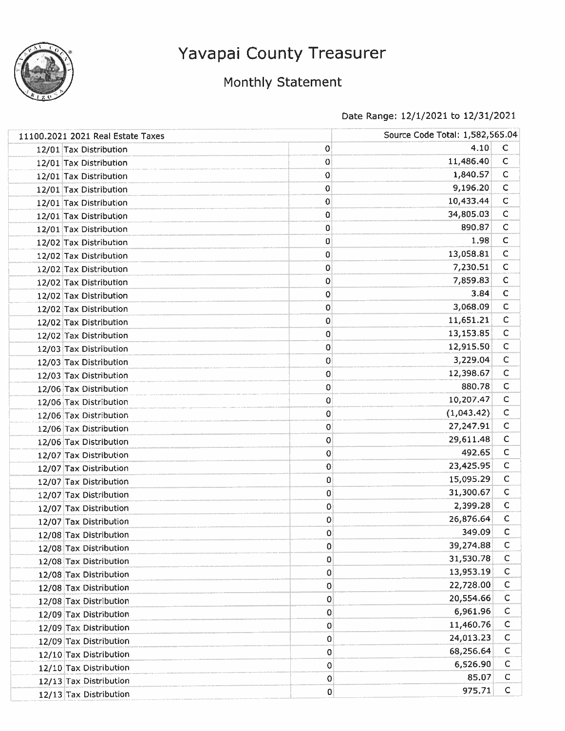# Yavapai County Treasurer

## Monthly Statement

Date Range: 12/1/2021 to 12/31/2021

| 11100.2021 2021 Real Estate Taxes | | | Source Code Total: 1,582,565.04 | |
|---|---|---|---|---|
| 12/01 | Tax Distribution | 0 | 4.10 | C |
| 12/01 | Tax Distribution | 0 | 11,486.40 | C |
| 12/01 | Tax Distribution | 0 | 1,840.57 | C |
| 12/01 | Tax Distribution | 0 | 9,196.20 | C |
| 12/01 | Tax Distribution | 0 | 10,433.44 | C |
| 12/01 | Tax Distribution | 0 | 34,805.03 | C |
| 12/01 | Tax Distribution | 0 | 890.87 | C |
| 12/02 | Tax Distribution | 0 | 1.98 | C |
| 12/02 | Tax Distribution | 0 | 13,058.81 | C |
| 12/02 | Tax Distribution | 0 | 7,230.51 | C |
| 12/02 | Tax Distribution | 0 | 7,859.83 | C |
| 12/02 | Tax Distribution | 0 | 3.84 | C |
| 12/02 | Tax Distribution | 0 | 3,068.09 | C |
| 12/02 | Tax Distribution | 0 | 11,651.21 | C |
| 12/02 | Tax Distribution | 0 | 13,153.85 | C |
| 12/03 | Tax Distribution | 0 | 12,915.50 | C |
| 12/03 | Tax Distribution | 0 | 3,229.04 | C |
| 12/03 | Tax Distribution | 0 | 12,398.67 | C |
| 12/06 | Tax Distribution | 0 | 880.78 | C |
| 12/06 | Tax Distribution | 0 | 10,207.47 | C |
| 12/06 | Tax Distribution | 0 | (1,043.42) | C |
| 12/06 | Tax Distribution | 0 | 27,247.91 | C |
| 12/06 | Tax Distribution | 0 | 29,611.48 | C |
| 12/07 | Tax Distribution | 0 | 492.65 | C |
| 12/07 | Tax Distribution | 0 | 23,425.95 | C |
| 12/07 | Tax Distribution | 0 | 15,095.29 | C |
| 12/07 | Tax Distribution | 0 | 31,300.67 | C |
| 12/07 | Tax Distribution | 0 | 2,399.28 | C |
| 12/07 | Tax Distribution | 0 | 26,876.64 | C |
| 12/08 | Tax Distribution | 0 | 349.09 | C |
| 12/08 | Tax Distribution | 0 | 39,274.88 | C |
| 12/08 | Tax Distribution | 0 | 31,530.78 | C |
| 12/08 | Tax Distribution | 0 | 13,953.19 | C |
| 12/08 | Tax Distribution | 0 | 22,728.00 | C |
| 12/08 | Tax Distribution | 0 | 20,554.66 | C |
| 12/09 | Tax Distribution | 0 | 6,961.96 | C |
| 12/09 | Tax Distribution | 0 | 11,460.76 | C |
| 12/09 | Tax Distribution | 0 | 24,013.23 | C |
| 12/10 | Tax Distribution | 0 | 68,256.64 | C |
| 12/10 | Tax Distribution | 0 | 6,526.90 | C |
| 12/13 | Tax Distribution | 0 | 85.07 | C |
| 12/13 | Tax Distribution | 0 | 975.71 | C |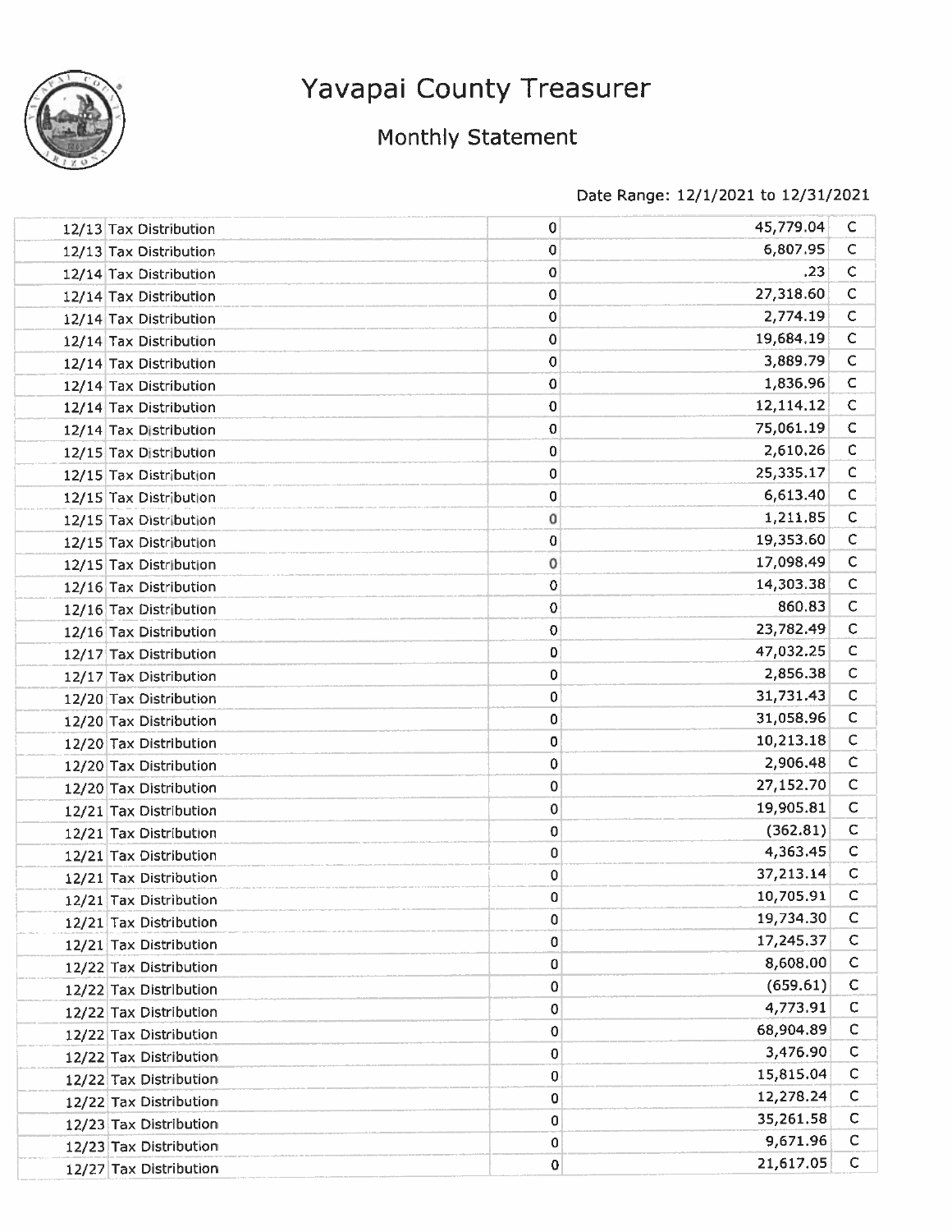# Yavapai County Treasurer

## Monthly Statement

Date Range: 12/1/2021 to 12/31/2021

| | | | | |
|---|---|---|---|---|
| 12/13 | Tax Distribution | 0 | 45,779.04 | C |
| 12/13 | Tax Distribution | 0 | 6,807.95 | C |
| 12/14 | Tax Distribution | 0 | .23 | C |
| 12/14 | Tax Distribution | 0 | 27,318.60 | C |
| 12/14 | Tax Distribution | 0 | 2,774.19 | C |
| 12/14 | Tax Distribution | 0 | 19,684.19 | C |
| 12/14 | Tax Distribution | 0 | 3,889.79 | C |
| 12/14 | Tax Distribution | 0 | 1,836.96 | C |
| 12/14 | Tax Distribution | 0 | 12,114.12 | C |
| 12/14 | Tax Distribution | 0 | 75,061.19 | C |
| 12/15 | Tax Distribution | 0 | 2,610.26 | C |
| 12/15 | Tax Distribution | 0 | 25,335.17 | C |
| 12/15 | Tax Distribution | 0 | 6,613.40 | C |
| 12/15 | Tax Distribution | 0 | 1,211.85 | C |
| 12/15 | Tax Distribution | 0 | 19,353.60 | C |
| 12/15 | Tax Distribution | 0 | 17,098.49 | C |
| 12/16 | Tax Distribution | 0 | 14,303.38 | C |
| 12/16 | Tax Distribution | 0 | 860.83 | C |
| 12/16 | Tax Distribution | 0 | 23,782.49 | C |
| 12/17 | Tax Distribution | 0 | 47,032.25 | C |
| 12/17 | Tax Distribution | 0 | 2,856.38 | C |
| 12/20 | Tax Distribution | 0 | 31,731.43 | C |
| 12/20 | Tax Distribution | 0 | 31,058.96 | C |
| 12/20 | Tax Distribution | 0 | 10,213.18 | C |
| 12/20 | Tax Distribution | 0 | 2,906.48 | C |
| 12/20 | Tax Distribution | 0 | 27,152.70 | C |
| 12/21 | Tax Distribution | 0 | 19,905.81 | C |
| 12/21 | Tax Distribution | 0 | (362.81) | C |
| 12/21 | Tax Distribution | 0 | 4,363.45 | C |
| 12/21 | Tax Distribution | 0 | 37,213.14 | C |
| 12/21 | Tax Distribution | 0 | 10,705.91 | C |
| 12/21 | Tax Distribution | 0 | 19,734.30 | C |
| 12/21 | Tax Distribution | 0 | 17,245.37 | C |
| 12/22 | Tax Distribution | 0 | 8,608.00 | C |
| 12/22 | Tax Distribution | 0 | (659.61) | C |
| 12/22 | Tax Distribution | 0 | 4,773.91 | C |
| 12/22 | Tax Distribution | 0 | 68,904.89 | C |
| 12/22 | Tax Distribution | 0 | 3,476.90 | C |
| 12/22 | Tax Distribution | 0 | 15,815.04 | C |
| 12/22 | Tax Distribution | 0 | 12,278.24 | C |
| 12/23 | Tax Distribution | 0 | 35,261.58 | C |
| 12/23 | Tax Distribution | 0 | 9,671.96 | C |
| 12/27 | Tax Distribution | 0 | 21,617.05 | C |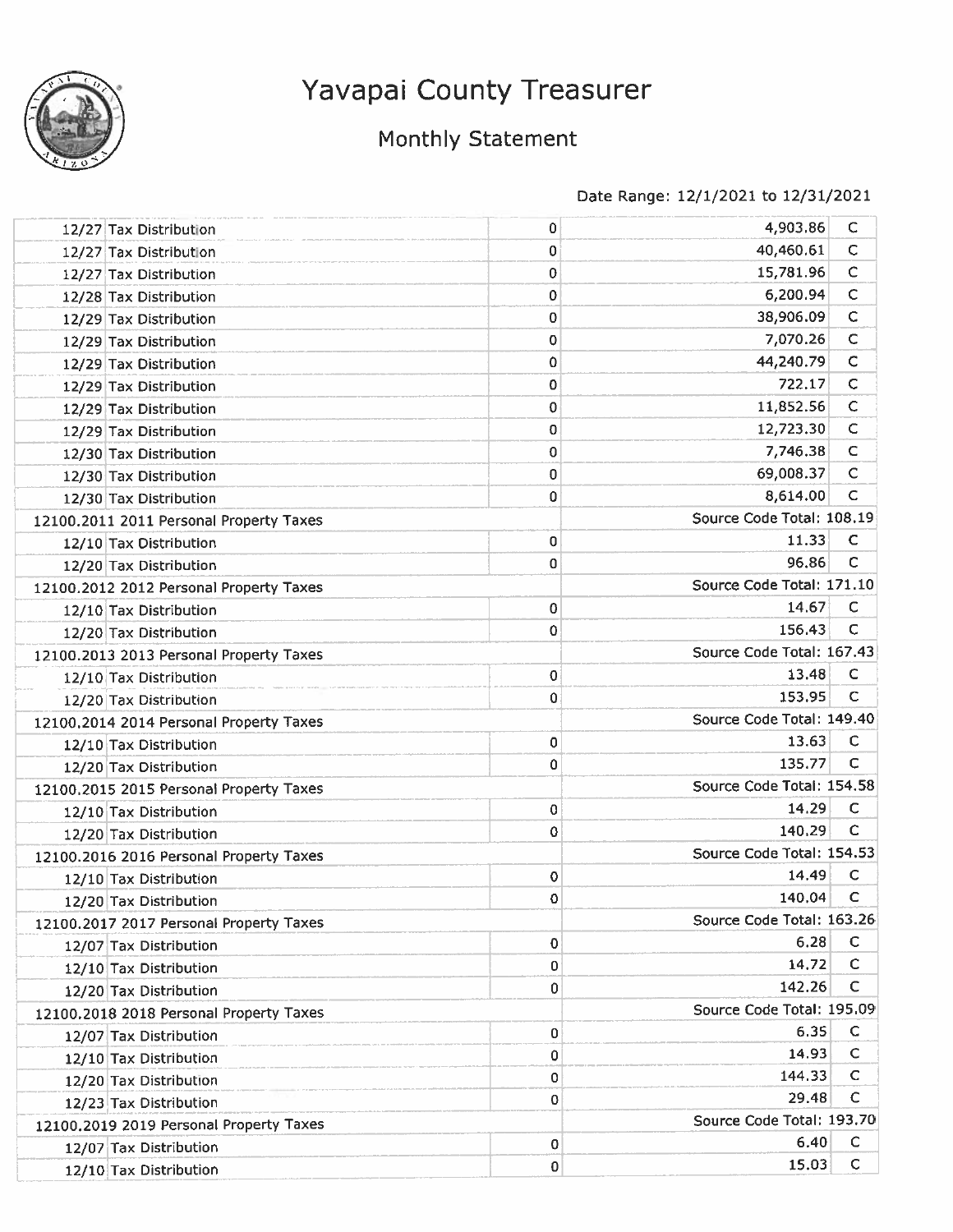# Yavapai County Treasurer

## Monthly Statement

Date Range: 12/1/2021 to 12/31/2021

| | | | |
|---|---|---|---|
| 12/27 Tax Distribution | 0 | 4,903.86 | C |
| 12/27 Tax Distribution | 0 | 40,460.61 | C |
| 12/27 Tax Distribution | 0 | 15,781.96 | C |
| 12/28 Tax Distribution | 0 | 6,200.94 | C |
| 12/29 Tax Distribution | 0 | 38,906.09 | C |
| 12/29 Tax Distribution | 0 | 7,070.26 | C |
| 12/29 Tax Distribution | 0 | 44,240.79 | C |
| 12/29 Tax Distribution | 0 | 722.17 | C |
| 12/29 Tax Distribution | 0 | 11,852.56 | C |
| 12/29 Tax Distribution | 0 | 12,723.30 | C |
| 12/30 Tax Distribution | 0 | 7,746.38 | C |
| 12/30 Tax Distribution | 0 | 69,008.37 | C |
| 12/30 Tax Distribution | 0 | 8,614.00 | C |
| 12100.2011 2011 Personal Property Taxes | | Source Code Total: 108.19 | |
| 12/10 Tax Distribution | 0 | 11.33 | C |
| 12/20 Tax Distribution | 0 | 96.86 | C |
| 12100.2012 2012 Personal Property Taxes | | Source Code Total: 171.10 | |
| 12/10 Tax Distribution | 0 | 14.67 | C |
| 12/20 Tax Distribution | 0 | 156.43 | C |
| 12100.2013 2013 Personal Property Taxes | | Source Code Total: 167.43 | |
| 12/10 Tax Distribution | 0 | 13.48 | C |
| 12/20 Tax Distribution | 0 | 153.95 | C |
| 12100.2014 2014 Personal Property Taxes | | Source Code Total: 149.40 | |
| 12/10 Tax Distribution | 0 | 13.63 | C |
| 12/20 Tax Distribution | 0 | 135.77 | C |
| 12100.2015 2015 Personal Property Taxes | | Source Code Total: 154.58 | |
| 12/10 Tax Distribution | 0 | 14.29 | C |
| 12/20 Tax Distribution | 0 | 140.29 | C |
| 12100.2016 2016 Personal Property Taxes | | Source Code Total: 154.53 | |
| 12/10 Tax Distribution | 0 | 14.49 | C |
| 12/20 Tax Distribution | 0 | 140.04 | C |
| 12100.2017 2017 Personal Property Taxes | | Source Code Total: 163.26 | |
| 12/07 Tax Distribution | 0 | 6.28 | C |
| 12/10 Tax Distribution | 0 | 14.72 | C |
| 12/20 Tax Distribution | 0 | 142.26 | C |
| 12100.2018 2018 Personal Property Taxes | | Source Code Total: 195.09 | |
| 12/07 Tax Distribution | 0 | 6.35 | C |
| 12/10 Tax Distribution | 0 | 14.93 | C |
| 12/20 Tax Distribution | 0 | 144.33 | C |
| 12/23 Tax Distribution | 0 | 29.48 | C |
| 12100.2019 2019 Personal Property Taxes | | Source Code Total: 193.70 | |
| 12/07 Tax Distribution | 0 | 6.40 | C |
| 12/10 Tax Distribution | 0 | 15.03 | C |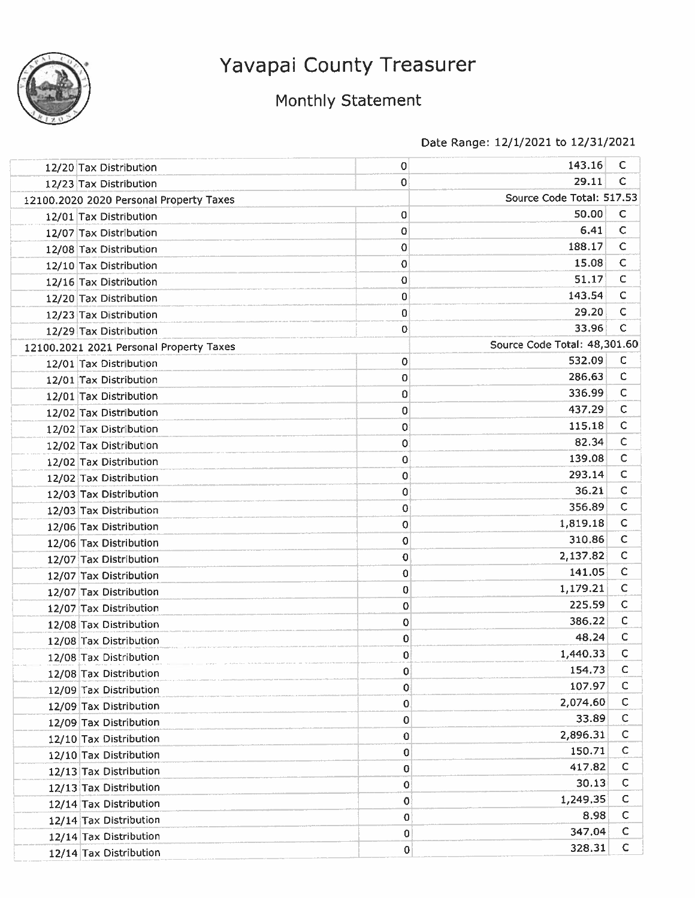# Yavapai County Treasurer

## Monthly Statement

Date Range: 12/1/2021 to 12/31/2021

| | | | |
|---|---|---|---|
| 12/20 Tax Distribution | 0 | 143.16 | C |
| 12/23 Tax Distribution | 0 | 29.11 | C |
| **12100.2020 2020 Personal Property Taxes** | | **Source Code Total: 517.53** | |
| 12/01 Tax Distribution | 0 | 50.00 | C |
| 12/07 Tax Distribution | 0 | 6.41 | C |
| 12/08 Tax Distribution | 0 | 188.17 | C |
| 12/10 Tax Distribution | 0 | 15.08 | C |
| 12/16 Tax Distribution | 0 | 51.17 | C |
| 12/20 Tax Distribution | 0 | 143.54 | C |
| 12/23 Tax Distribution | 0 | 29.20 | C |
| 12/29 Tax Distribution | 0 | 33.96 | C |
| **12100.2021 2021 Personal Property Taxes** | | **Source Code Total: 48,301.60** | |
| 12/01 Tax Distribution | 0 | 532.09 | C |
| 12/01 Tax Distribution | 0 | 286.63 | C |
| 12/01 Tax Distribution | 0 | 336.99 | C |
| 12/02 Tax Distribution | 0 | 437.29 | C |
| 12/02 Tax Distribution | 0 | 115.18 | C |
| 12/02 Tax Distribution | 0 | 82.34 | C |
| 12/02 Tax Distribution | 0 | 139.08 | C |
| 12/02 Tax Distribution | 0 | 293.14 | C |
| 12/03 Tax Distribution | 0 | 36.21 | C |
| 12/03 Tax Distribution | 0 | 356.89 | C |
| 12/06 Tax Distribution | 0 | 1,819.18 | C |
| 12/06 Tax Distribution | 0 | 310.86 | C |
| 12/07 Tax Distribution | 0 | 2,137.82 | C |
| 12/07 Tax Distribution | 0 | 141.05 | C |
| 12/07 Tax Distribution | 0 | 1,179.21 | C |
| 12/07 Tax Distribution | 0 | 225.59 | C |
| 12/08 Tax Distribution | 0 | 386.22 | C |
| 12/08 Tax Distribution | 0 | 48.24 | C |
| 12/08 Tax Distribution | 0 | 1,440.33 | C |
| 12/08 Tax Distribution | 0 | 154.73 | C |
| 12/09 Tax Distribution | 0 | 107.97 | C |
| 12/09 Tax Distribution | 0 | 2,074.60 | C |
| 12/09 Tax Distribution | 0 | 33.89 | C |
| 12/10 Tax Distribution | 0 | 2,896.31 | C |
| 12/10 Tax Distribution | 0 | 150.71 | C |
| 12/13 Tax Distribution | 0 | 417.82 | C |
| 12/13 Tax Distribution | 0 | 30.13 | C |
| 12/14 Tax Distribution | 0 | 1,249.35 | C |
| 12/14 Tax Distribution | 0 | 8.98 | C |
| 12/14 Tax Distribution | 0 | 347.04 | C |
| 12/14 Tax Distribution | 0 | 328.31 | C |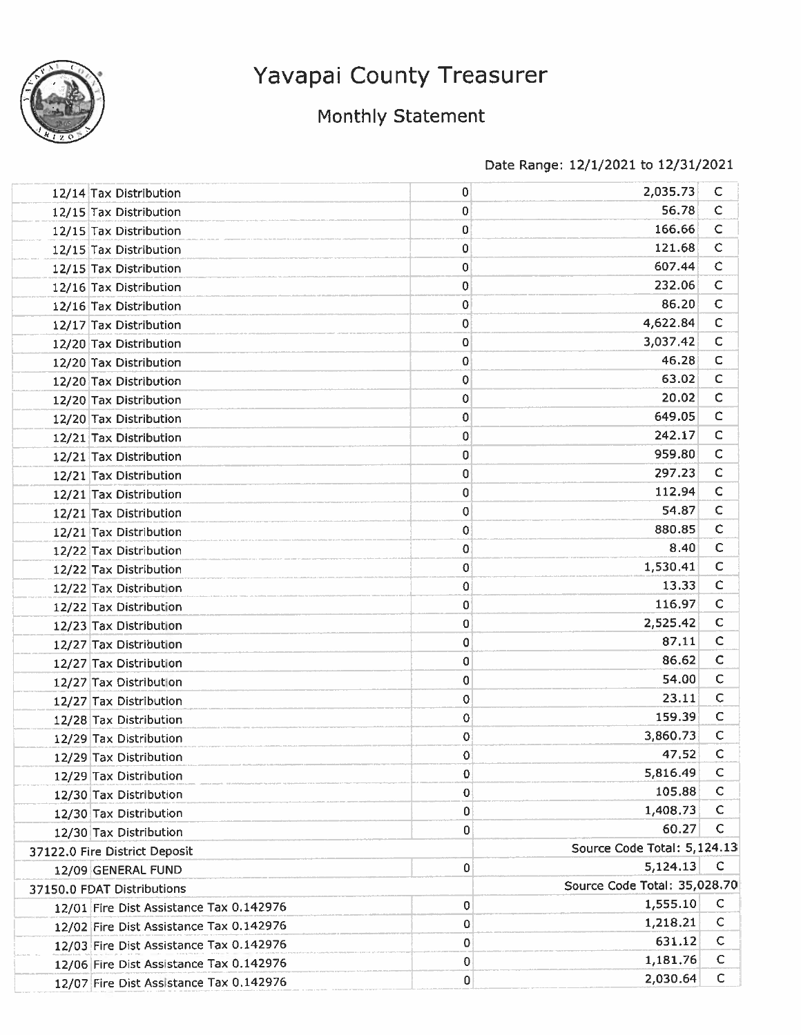# Yavapai County Treasurer

## Monthly Statement

Date Range: 12/1/2021 to 12/31/2021

| | | | |
|---|---|---|---|
| 12/14 Tax Distribution | 0 | 2,035.73 | C |
| 12/15 Tax Distribution | 0 | 56.78 | C |
| 12/15 Tax Distribution | 0 | 166.66 | C |
| 12/15 Tax Distribution | 0 | 121.68 | C |
| 12/15 Tax Distribution | 0 | 607.44 | C |
| 12/16 Tax Distribution | 0 | 232.06 | C |
| 12/16 Tax Distribution | 0 | 86.20 | C |
| 12/17 Tax Distribution | 0 | 4,622.84 | C |
| 12/20 Tax Distribution | 0 | 3,037.42 | C |
| 12/20 Tax Distribution | 0 | 46.28 | C |
| 12/20 Tax Distribution | 0 | 63.02 | C |
| 12/20 Tax Distribution | 0 | 20.02 | C |
| 12/20 Tax Distribution | 0 | 649.05 | C |
| 12/21 Tax Distribution | 0 | 242.17 | C |
| 12/21 Tax Distribution | 0 | 959.80 | C |
| 12/21 Tax Distribution | 0 | 297.23 | C |
| 12/21 Tax Distribution | 0 | 112.94 | C |
| 12/21 Tax Distribution | 0 | 54.87 | C |
| 12/21 Tax Distribution | 0 | 880.85 | C |
| 12/22 Tax Distribution | 0 | 8.40 | C |
| 12/22 Tax Distribution | 0 | 1,530.41 | C |
| 12/22 Tax Distribution | 0 | 13.33 | C |
| 12/22 Tax Distribution | 0 | 116.97 | C |
| 12/23 Tax Distribution | 0 | 2,525.42 | C |
| 12/27 Tax Distribution | 0 | 87.11 | C |
| 12/27 Tax Distribution | 0 | 86.62 | C |
| 12/27 Tax Distribution | 0 | 54.00 | C |
| 12/27 Tax Distribution | 0 | 23.11 | C |
| 12/28 Tax Distribution | 0 | 159.39 | C |
| 12/29 Tax Distribution | 0 | 3,860.73 | C |
| 12/29 Tax Distribution | 0 | 47.52 | C |
| 12/29 Tax Distribution | 0 | 5,816.49 | C |
| 12/30 Tax Distribution | 0 | 105.88 | C |
| 12/30 Tax Distribution | 0 | 1,408.73 | C |
| 12/30 Tax Distribution | 0 | 60.27 | C |
| 37122.0 Fire District Deposit | | Source Code Total: 5,124.13 | |
| 12/09 GENERAL FUND | 0 | 5,124.13 | C |
| 37150.0 FDAT Distributions | | Source Code Total: 35,028.70 | |
| 12/01 Fire Dist Assistance Tax 0.142976 | 0 | 1,555.10 | C |
| 12/02 Fire Dist Assistance Tax 0.142976 | 0 | 1,218.21 | C |
| 12/03 Fire Dist Assistance Tax 0.142976 | 0 | 631.12 | C |
| 12/06 Fire Dist Assistance Tax 0.142976 | 0 | 1,181.76 | C |
| 12/07 Fire Dist Assistance Tax 0.142976 | 0 | 2,030.64 | C |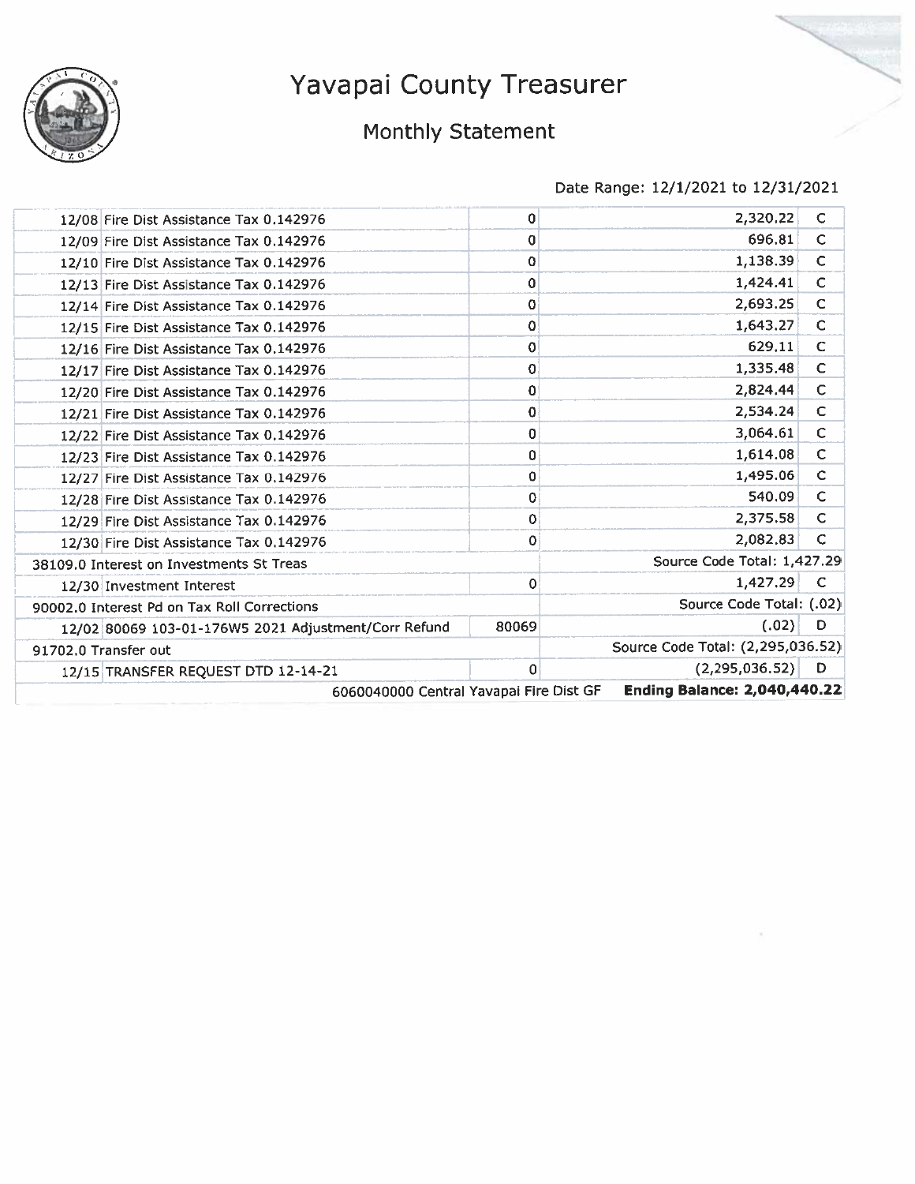# Yavapai County Treasurer

## Monthly Statement

Date Range: 12/1/2021 to 12/31/2021

| Date | Description | Ref | Amount | |
|---|---|---|---|---|
| 12/08 | Fire Dist Assistance Tax 0.142976 | 0 | 2,320.22 | C |
| 12/09 | Fire Dist Assistance Tax 0.142976 | 0 | 696.81 | C |
| 12/10 | Fire Dist Assistance Tax 0.142976 | 0 | 1,138.39 | C |
| 12/13 | Fire Dist Assistance Tax 0.142976 | 0 | 1,424.41 | C |
| 12/14 | Fire Dist Assistance Tax 0.142976 | 0 | 2,693.25 | C |
| 12/15 | Fire Dist Assistance Tax 0.142976 | 0 | 1,643.27 | C |
| 12/16 | Fire Dist Assistance Tax 0.142976 | 0 | 629.11 | C |
| 12/17 | Fire Dist Assistance Tax 0.142976 | 0 | 1,335.48 | C |
| 12/20 | Fire Dist Assistance Tax 0.142976 | 0 | 2,824.44 | C |
| 12/21 | Fire Dist Assistance Tax 0.142976 | 0 | 2,534.24 | C |
| 12/22 | Fire Dist Assistance Tax 0.142976 | 0 | 3,064.61 | C |
| 12/23 | Fire Dist Assistance Tax 0.142976 | 0 | 1,614.08 | C |
| 12/27 | Fire Dist Assistance Tax 0.142976 | 0 | 1,495.06 | C |
| 12/28 | Fire Dist Assistance Tax 0.142976 | 0 | 540.09 | C |
| 12/29 | Fire Dist Assistance Tax 0.142976 | 0 | 2,375.58 | C |
| 12/30 | Fire Dist Assistance Tax 0.142976 | 0 | 2,082.83 | C |
| 38109.0 Interest on Investments St Treas | | | Source Code Total: 1,427.29 | |
| 12/30 | Investment Interest | 0 | 1,427.29 | C |
| 90002.0 Interest Pd on Tax Roll Corrections | | | Source Code Total: (.02) | |
| 12/02 | 80069 103-01-176W5 2021 Adjustment/Corr Refund | 80069 | (.02) | D |
| 91702.0 Transfer out | | | Source Code Total: (2,295,036.52) | |
| 12/15 | TRANSFER REQUEST DTD 12-14-21 | 0 | (2,295,036.52) | D |
| | 6060040000 Central Yavapai Fire Dist GF | | **Ending Balance: 2,040,440.22** | |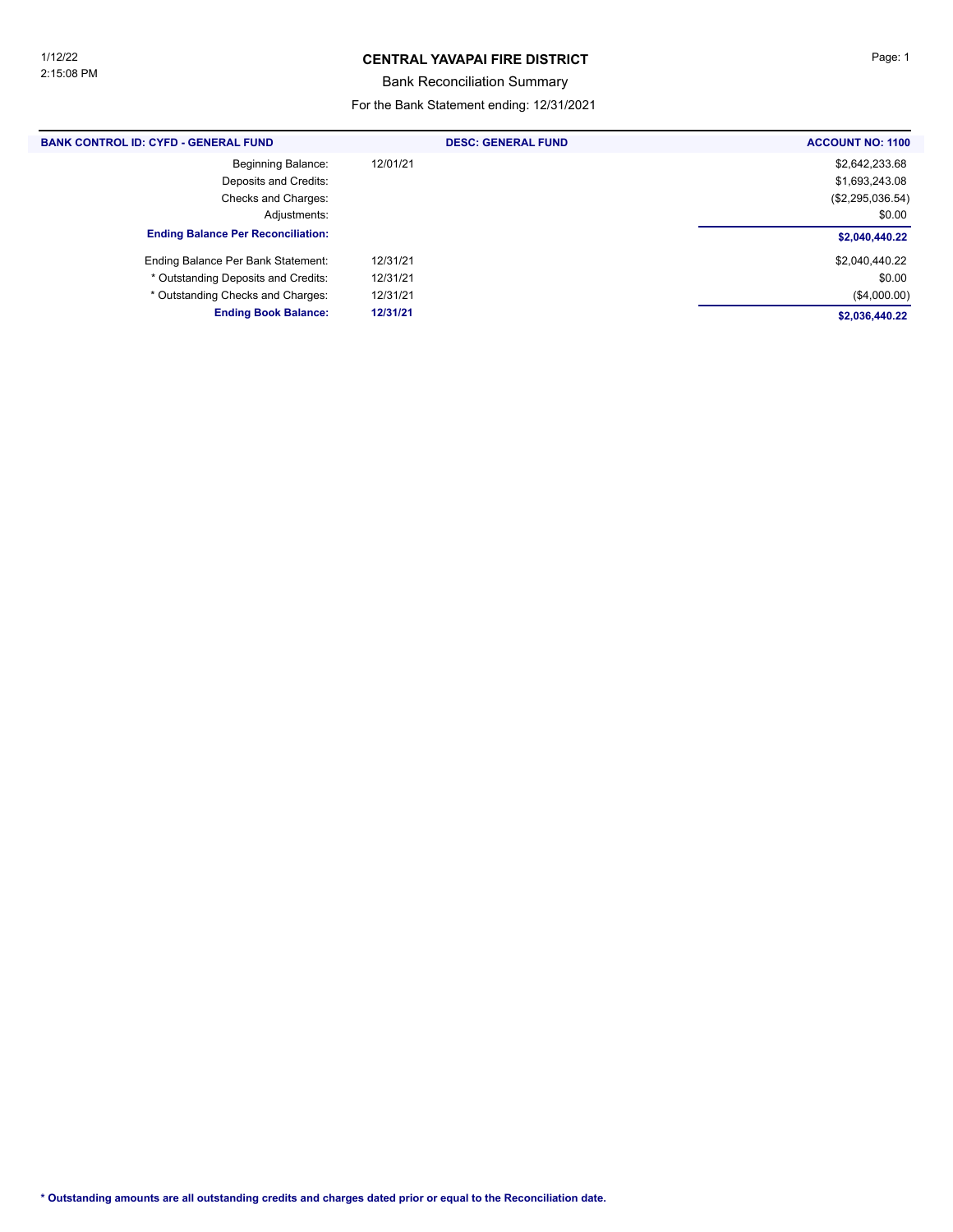# CENTRAL YAVAPAI FIRE DISTRICT

## Bank Reconciliation Summary

For the Bank Statement ending: 12/31/2021

| BANK CONTROL ID: CYFD - GENERAL FUND | DESC: GENERAL FUND | ACCOUNT NO: 1100 |
|---|---|---|
| Beginning Balance: | 12/01/21 | $2,642,233.68 |
| Deposits and Credits: | | $1,693,243.08 |
| Checks and Charges: | | ($2,295,036.54) |
| Adjustments: | | $0.00 |
| **Ending Balance Per Reconciliation:** | | **$2,040,440.22** |
| Ending Balance Per Bank Statement: | 12/31/21 | $2,040,440.22 |
| * Outstanding Deposits and Credits: | 12/31/21 | $0.00 |
| * Outstanding Checks and Charges: | 12/31/21 | ($4,000.00) |
| **Ending Book Balance:** | **12/31/21** | **$2,036,440.22** |

**\* Outstanding amounts are all outstanding credits and charges dated prior or equal to the Reconciliation date.**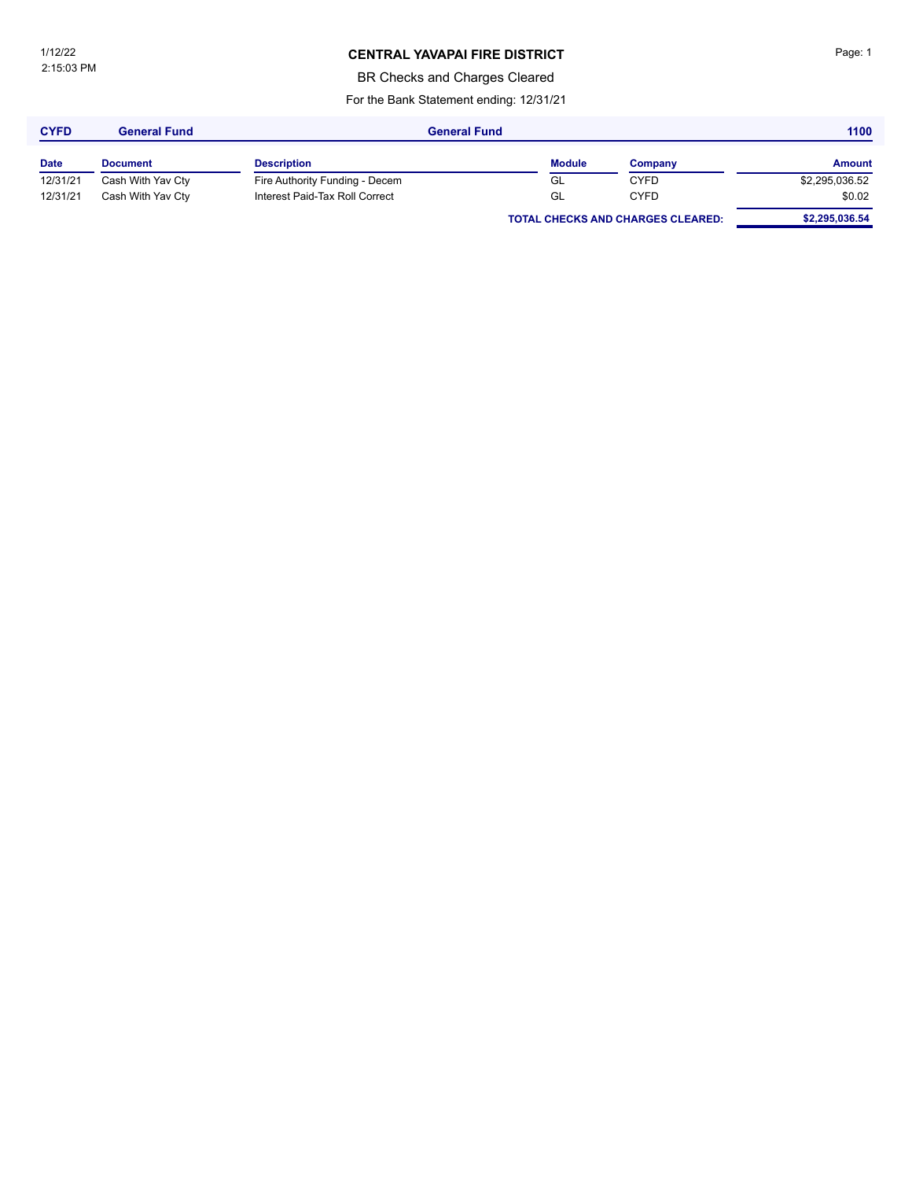1/12/22
2:15:03 PM

# CENTRAL YAVAPAI FIRE DISTRICT

BR Checks and Charges Cleared

For the Bank Statement ending: 12/31/21

| CYFD | General Fund | General Fund | | | 1100 |
|---|---|---|---|---|---|
| **Date** | **Document** | **Description** | **Module** | **Company** | **Amount** |
| 12/31/21 | Cash With Yav Cty | Fire Authority Funding - Decem | GL | CYFD | $2,295,036.52 |
| 12/31/21 | Cash With Yav Cty | Interest Paid-Tax Roll Correct | GL | CYFD | $0.02 |
| | | | **TOTAL CHECKS AND CHARGES CLEARED:** | | **$2,295,036.54** |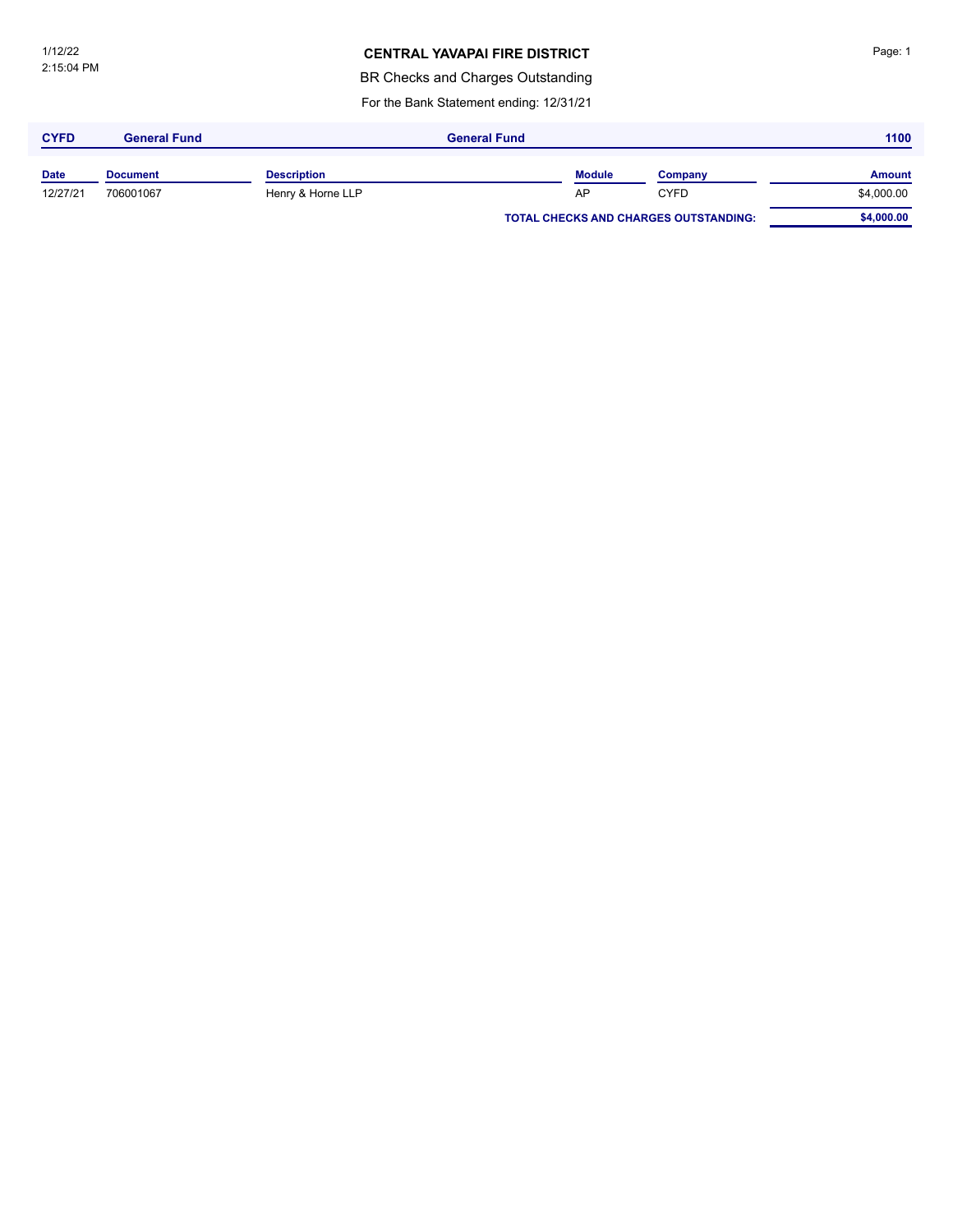# CENTRAL YAVAPAI FIRE DISTRICT

BR Checks and Charges Outstanding

For the Bank Statement ending: 12/31/21

| CYFD | General Fund | General Fund | | | 1100 |
|---|---|---|---|---|---|
| **Date** | **Document** | **Description** | **Module** | **Company** | **Amount** |
| 12/27/21 | 706001067 | Henry & Horne LLP | AP | CYFD | $4,000.00 |
| | | | **TOTAL CHECKS AND CHARGES OUTSTANDING:** | | **$4,000.00** |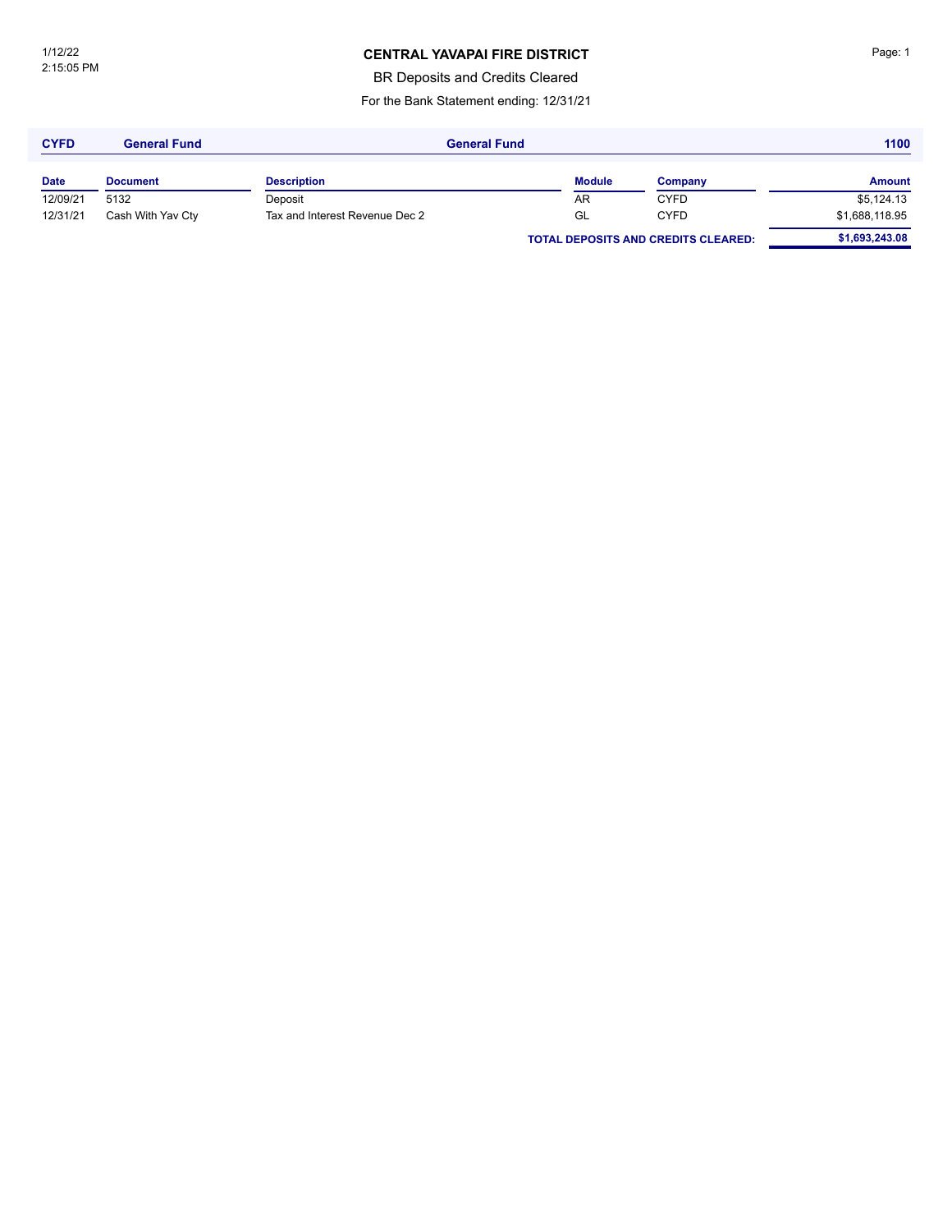# CENTRAL YAVAPAI FIRE DISTRICT

BR Deposits and Credits Cleared

For the Bank Statement ending: 12/31/21

| CYFD | General Fund | General Fund | | | 1100 |
|---|---|---|---|---|---|
| **Date** | **Document** | **Description** | **Module** | **Company** | **Amount** |
| 12/09/21 | 5132 | Deposit | AR | CYFD | $5,124.13 |
| 12/31/21 | Cash With Yav Cty | Tax and Interest Revenue Dec 2 | GL | CYFD | $1,688,118.95 |
| | | | **TOTAL DEPOSITS AND CREDITS CLEARED:** | | **$1,693,243.08** |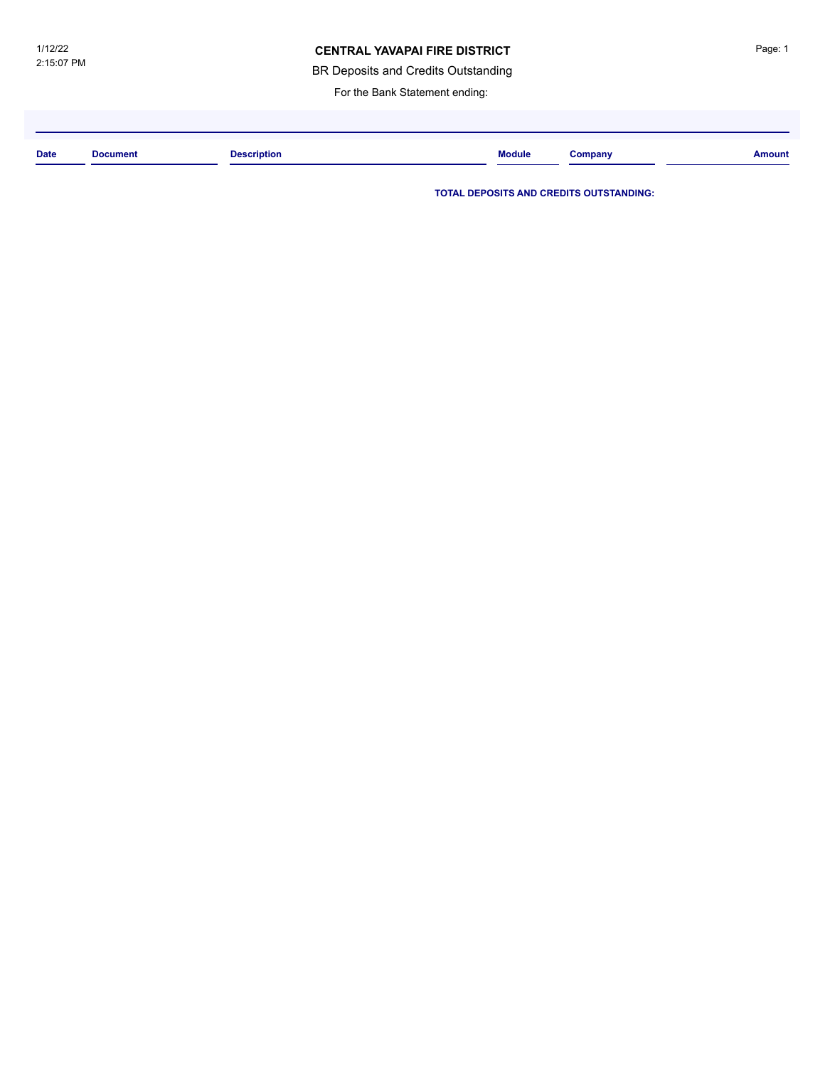1/12/22
2:15:07 PM

**CENTRAL YAVAPAI FIRE DISTRICT**

BR Deposits and Credits Outstanding

For the Bank Statement ending:

| Date | Document | Description | Module | Company | Amount |
|---|---|---|---|---|---|

**TOTAL DEPOSITS AND CREDITS OUTSTANDING:**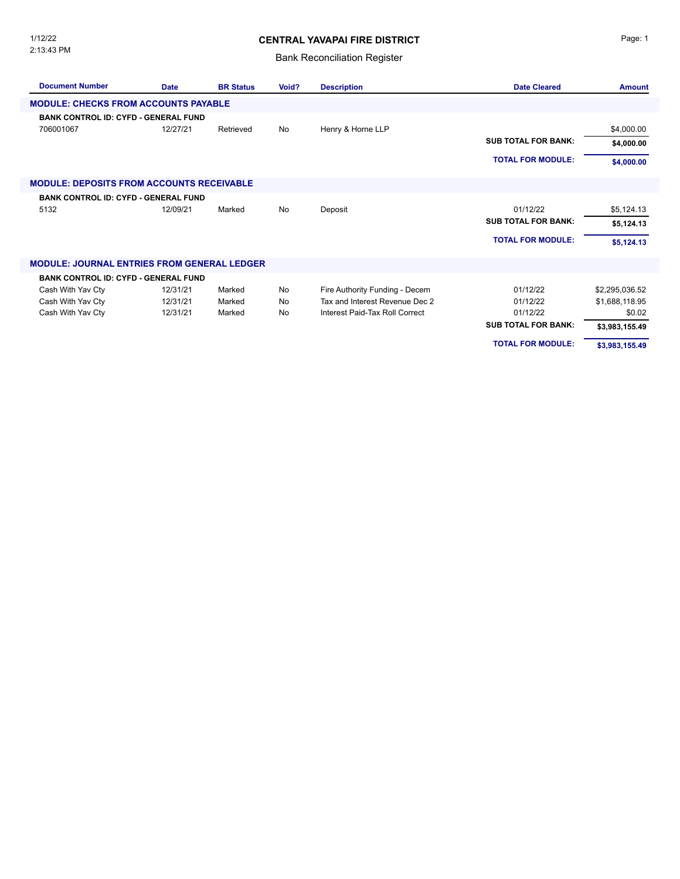# CENTRAL YAVAPAI FIRE DISTRICT

## Bank Reconciliation Register

1/12/22
2:13:43 PM

| Document Number | Date | BR Status | Void? | Description | Date Cleared | Amount |
|---|---|---|---|---|---|---|
| **MODULE: CHECKS FROM ACCOUNTS PAYABLE** | | | | | | |
| **BANK CONTROL ID: CYFD - GENERAL FUND** | | | | | | |
| 706001067 | 12/27/21 | Retrieved | No | Henry & Horne LLP | | $4,000.00 |
| | | | | | **SUB TOTAL FOR BANK:** | **$4,000.00** |
| | | | | | **TOTAL FOR MODULE:** | **$4,000.00** |
| **MODULE: DEPOSITS FROM ACCOUNTS RECEIVABLE** | | | | | | |
| **BANK CONTROL ID: CYFD - GENERAL FUND** | | | | | | |
| 5132 | 12/09/21 | Marked | No | Deposit | 01/12/22 | $5,124.13 |
| | | | | | **SUB TOTAL FOR BANK:** | **$5,124.13** |
| | | | | | **TOTAL FOR MODULE:** | **$5,124.13** |
| **MODULE: JOURNAL ENTRIES FROM GENERAL LEDGER** | | | | | | |
| **BANK CONTROL ID: CYFD - GENERAL FUND** | | | | | | |
| Cash With Yav Cty | 12/31/21 | Marked | No | Fire Authority Funding - Decem | 01/12/22 | $2,295,036.52 |
| Cash With Yav Cty | 12/31/21 | Marked | No | Tax and Interest Revenue Dec 2 | 01/12/22 | $1,688,118.95 |
| Cash With Yav Cty | 12/31/21 | Marked | No | Interest Paid-Tax Roll Correct | 01/12/22 | $0.02 |
| | | | | | **SUB TOTAL FOR BANK:** | **$3,983,155.49** |
| | | | | | **TOTAL FOR MODULE:** | **$3,983,155.49** |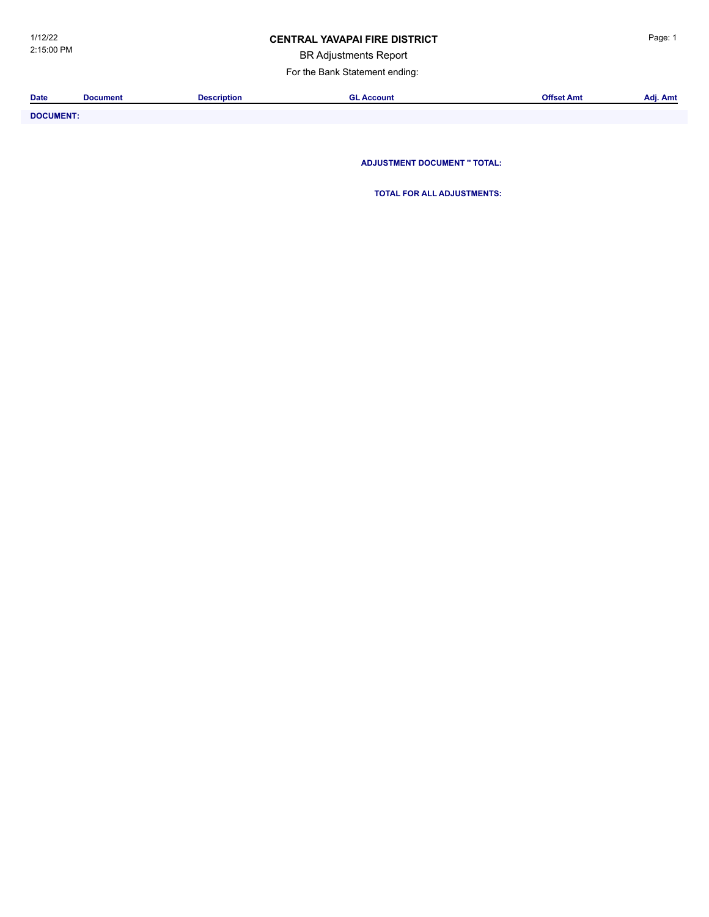1/12/22
2:15:00 PM

# CENTRAL YAVAPAI FIRE DISTRICT

BR Adjustments Report

For the Bank Statement ending:

| Date | Document | Description | GL Account | Offset Amt | Adj. Amt |
|---|---|---|---|---|---|
| **DOCUMENT:** | | | | | |

**ADJUSTMENT DOCUMENT '' TOTAL:**

**TOTAL FOR ALL ADJUSTMENTS:**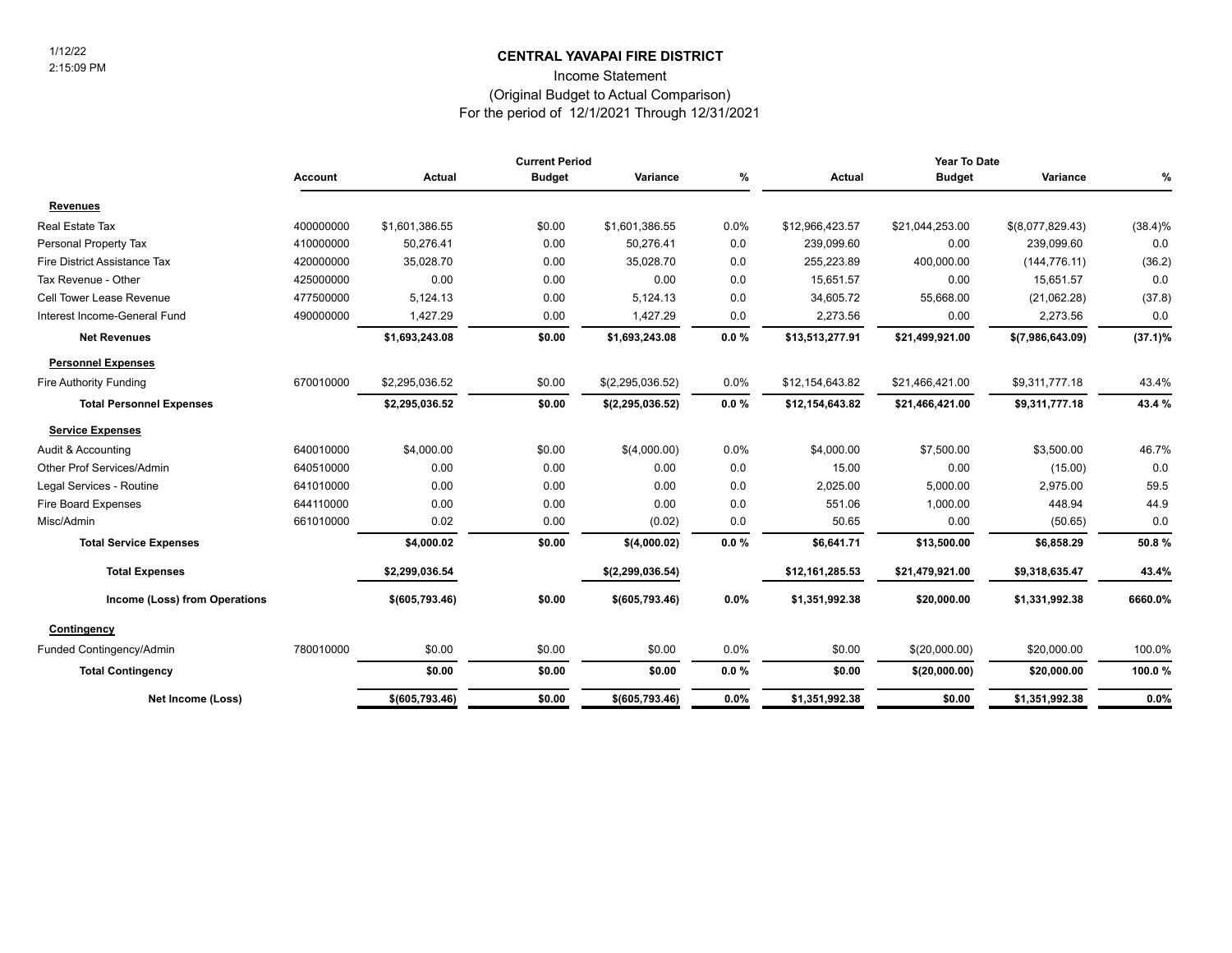1/12/22
2:15:09 PM

# CENTRAL YAVAPAI FIRE DISTRICT

## Income Statement
### (Original Budget to Actual Comparison)
### For the period of 12/1/2021 Through 12/31/2021

| | Account | Current Period Actual | Current Period Budget | Current Period Variance | Current Period % | Year To Date Actual | Year To Date Budget | Year To Date Variance | Year To Date % |
|---|---|---|---|---|---|---|---|---|---|
| **Revenues** | | | | | | | | | |
| Real Estate Tax | 400000000 | $1,601,386.55 | $0.00 | $1,601,386.55 | 0.0% | $12,966,423.57 | $21,044,253.00 | $(8,077,829.43) | (38.4)% |
| Personal Property Tax | 410000000 | 50,276.41 | 0.00 | 50,276.41 | 0.0 | 239,099.60 | 0.00 | 239,099.60 | 0.0 |
| Fire District Assistance Tax | 420000000 | 35,028.70 | 0.00 | 35,028.70 | 0.0 | 255,223.89 | 400,000.00 | (144,776.11) | (36.2) |
| Tax Revenue - Other | 425000000 | 0.00 | 0.00 | 0.00 | 0.0 | 15,651.57 | 0.00 | 15,651.57 | 0.0 |
| Cell Tower Lease Revenue | 477500000 | 5,124.13 | 0.00 | 5,124.13 | 0.0 | 34,605.72 | 55,668.00 | (21,062.28) | (37.8) |
| Interest Income-General Fund | 490000000 | 1,427.29 | 0.00 | 1,427.29 | 0.0 | 2,273.56 | 0.00 | 2,273.56 | 0.0 |
| **Net Revenues** | | **$1,693,243.08** | **$0.00** | **$1,693,243.08** | **0.0 %** | **$13,513,277.91** | **$21,499,921.00** | **$(7,986,643.09)** | **(37.1)%** |
| **Personnel Expenses** | | | | | | | | | |
| Fire Authority Funding | 670010000 | $2,295,036.52 | $0.00 | $(2,295,036.52) | 0.0% | $12,154,643.82 | $21,466,421.00 | $9,311,777.18 | 43.4% |
| **Total Personnel Expenses** | | **$2,295,036.52** | **$0.00** | **$(2,295,036.52)** | **0.0 %** | **$12,154,643.82** | **$21,466,421.00** | **$9,311,777.18** | **43.4 %** |
| **Service Expenses** | | | | | | | | | |
| Audit & Accounting | 640010000 | $4,000.00 | $0.00 | $(4,000.00) | 0.0% | $4,000.00 | $7,500.00 | $3,500.00 | 46.7% |
| Other Prof Services/Admin | 640510000 | 0.00 | 0.00 | 0.00 | 0.0 | 15.00 | 0.00 | (15.00) | 0.0 |
| Legal Services - Routine | 641010000 | 0.00 | 0.00 | 0.00 | 0.0 | 2,025.00 | 5,000.00 | 2,975.00 | 59.5 |
| Fire Board Expenses | 644110000 | 0.00 | 0.00 | 0.00 | 0.0 | 551.06 | 1,000.00 | 448.94 | 44.9 |
| Misc/Admin | 661010000 | 0.02 | 0.00 | (0.02) | 0.0 | 50.65 | 0.00 | (50.65) | 0.0 |
| **Total Service Expenses** | | **$4,000.02** | **$0.00** | **$(4,000.02)** | **0.0 %** | **$6,641.71** | **$13,500.00** | **$6,858.29** | **50.8 %** |
| **Total Expenses** | | **$2,299,036.54** | | **$(2,299,036.54)** | | **$12,161,285.53** | **$21,479,921.00** | **$9,318,635.47** | **43.4%** |
| **Income (Loss) from Operations** | | **$(605,793.46)** | **$0.00** | **$(605,793.46)** | **0.0%** | **$1,351,992.38** | **$20,000.00** | **$1,331,992.38** | **6660.0%** |
| **Contingency** | | | | | | | | | |
| Funded Contingency/Admin | 780010000 | $0.00 | $0.00 | $0.00 | 0.0% | $0.00 | $(20,000.00) | $20,000.00 | 100.0% |
| **Total Contingency** | | **$0.00** | **$0.00** | **$0.00** | **0.0 %** | **$0.00** | **$(20,000.00)** | **$20,000.00** | **100.0 %** |
| **Net Income (Loss)** | | **$(605,793.46)** | **$0.00** | **$(605,793.46)** | **0.0%** | **$1,351,992.38** | **$0.00** | **$1,351,992.38** | **0.0%** |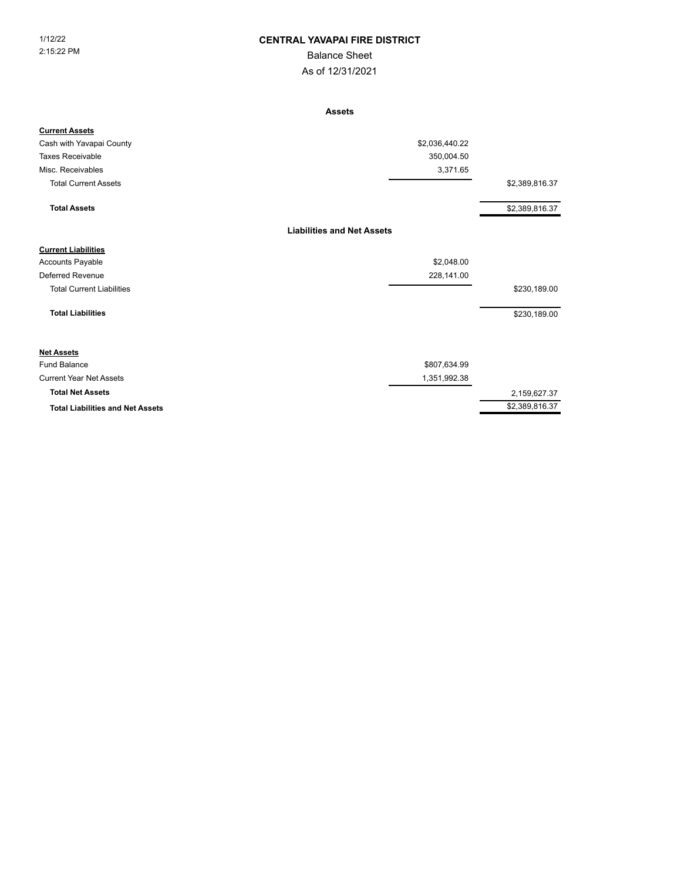1/12/22
2:15:22 PM

# CENTRAL YAVAPAI FIRE DISTRICT

## Balance Sheet

### As of 12/31/2021

**Assets**

| | | |
|---|---|---|
| **Current Assets** | | |
| Cash with Yavapai County | $2,036,440.22 | |
| Taxes Receivable | 350,004.50 | |
| Misc. Receivables | 3,371.65 | |
| Total Current Assets | | $2,389,816.37 |
| **Total Assets** | | $2,389,816.37 |

**Liabilities and Net Assets**

| | | |
|---|---|---|
| **Current Liabilities** | | |
| Accounts Payable | $2,048.00 | |
| Deferred Revenue | 228,141.00 | |
| Total Current Liabilities | | $230,189.00 |
| **Total Liabilities** | | $230,189.00 |
| **Net Assets** | | |
| Fund Balance | $807,634.99 | |
| Current Year Net Assets | 1,351,992.38 | |
| **Total Net Assets** | | 2,159,627.37 |
| **Total Liabilities and Net Assets** | | $2,389,816.37 |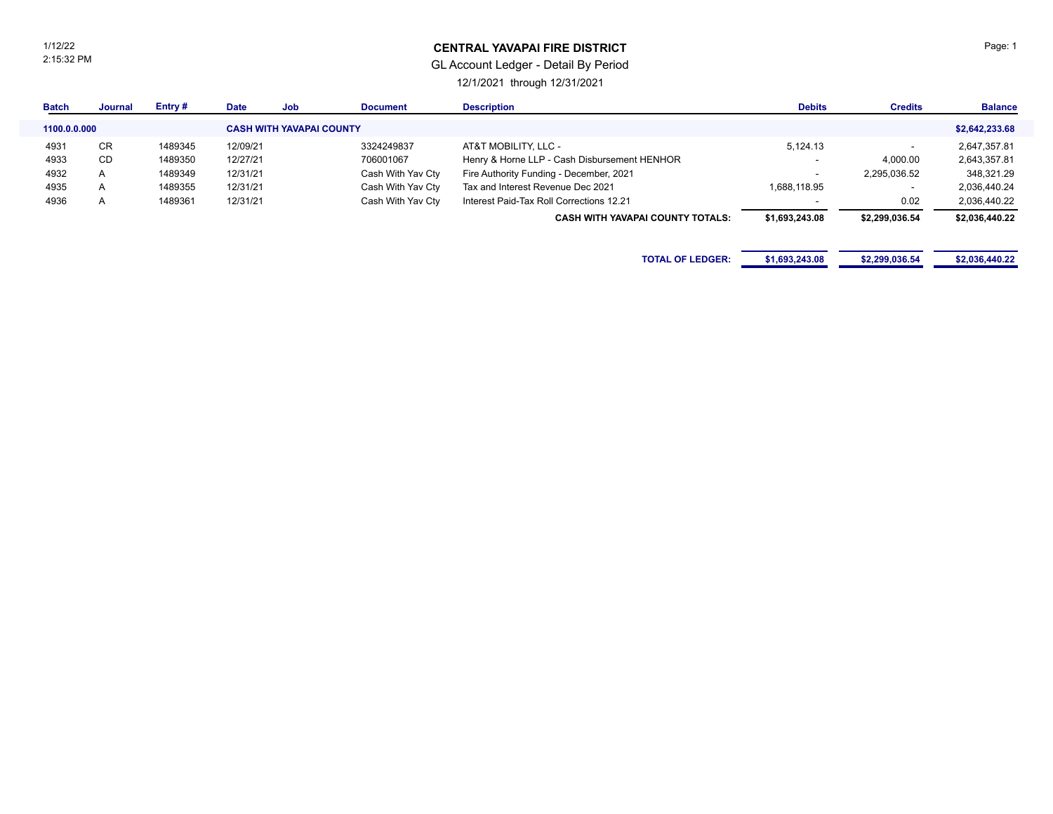1/12/22
2:15:32 PM

# CENTRAL YAVAPAI FIRE DISTRICT

## GL Account Ledger - Detail By Period

12/1/2021 through 12/31/2021

| Batch | Journal | Entry # | Date | Job | Document | Description | Debits | Credits | Balance |
|---|---|---|---|---|---|---|---|---|---|
| **1100.0.0.000** | | | **CASH WITH YAVAPAI COUNTY** | | | | | | **$2,642,233.68** |
| 4931 | CR | 1489345 | 12/09/21 | | 3324249837 | AT&T MOBILITY, LLC - | 5,124.13 | - | 2,647,357.81 |
| 4933 | CD | 1489350 | 12/27/21 | | 706001067 | Henry & Horne LLP - Cash Disbursement HENHOR | - | 4,000.00 | 2,643,357.81 |
| 4932 | A | 1489349 | 12/31/21 | | Cash With Yav Cty | Fire Authority Funding - December, 2021 | - | 2,295,036.52 | 348,321.29 |
| 4935 | A | 1489355 | 12/31/21 | | Cash With Yav Cty | Tax and Interest Revenue Dec 2021 | 1,688,118.95 | - | 2,036,440.24 |
| 4936 | A | 1489361 | 12/31/21 | | Cash With Yav Cty | Interest Paid-Tax Roll Corrections 12.21 | - | 0.02 | 2,036,440.22 |
| | | | | | | **CASH WITH YAVAPAI COUNTY TOTALS:** | **$1,693,243.08** | **$2,299,036.54** | **$2,036,440.22** |
| | | | | | | **TOTAL OF LEDGER:** | **$1,693,243.08** | **$2,299,036.54** | **$2,036,440.22** |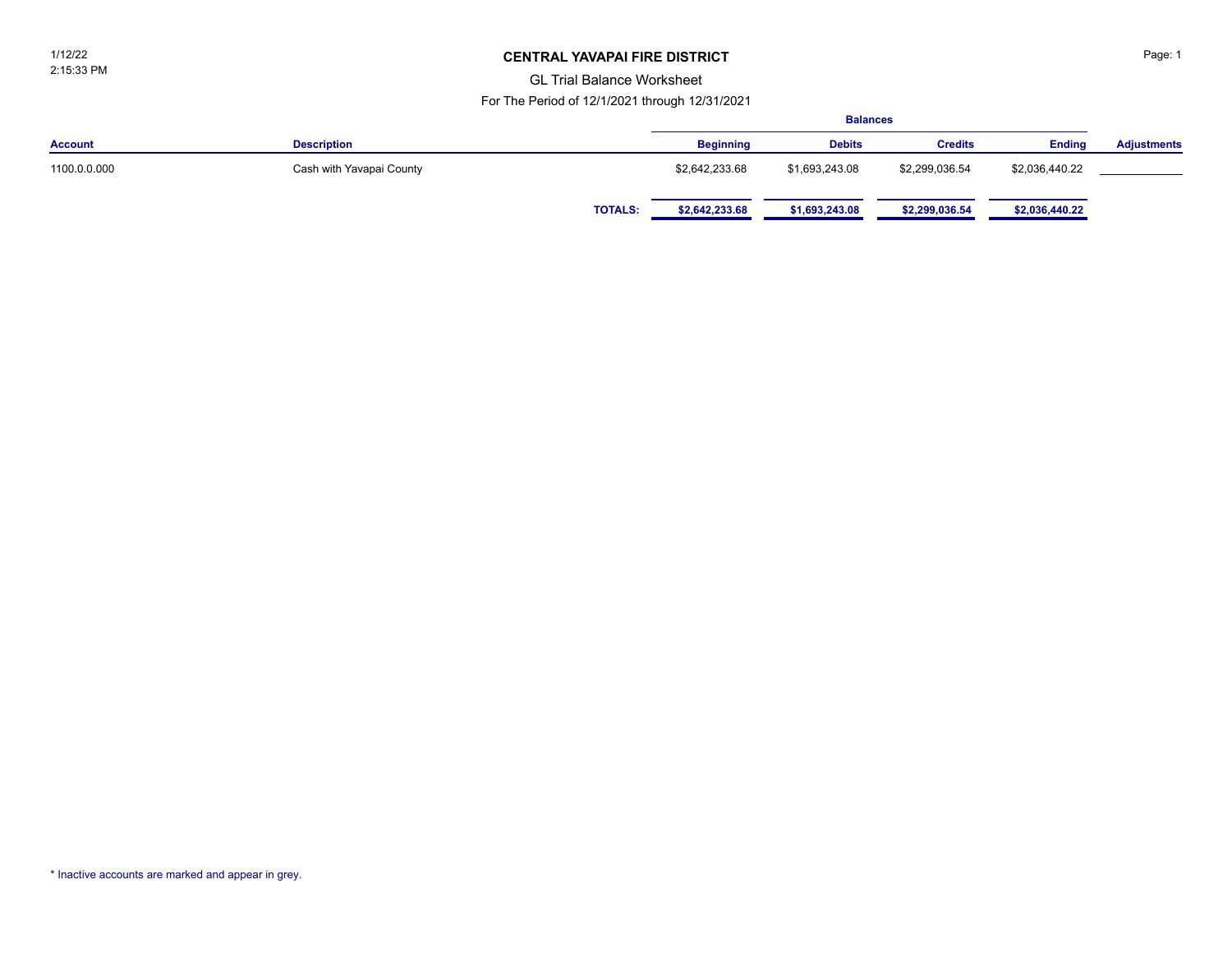1/12/22
2:15:33 PM

# CENTRAL YAVAPAI FIRE DISTRICT

GL Trial Balance Worksheet

For The Period of 12/1/2021 through 12/31/2021

| Account | Description | Beginning | Debits | Credits | Ending | Adjustments |
| --- | --- | --- | --- | --- | --- | --- |
| | | Balances | | | | |
| 1100.0.0.000 | Cash with Yavapai County | $2,642,233.68 | $1,693,243.08 | $2,299,036.54 | $2,036,440.22 | |
| | **TOTALS:** | **$2,642,233.68** | **$1,693,243.08** | **$2,299,036.54** | **$2,036,440.22** | |

* Inactive accounts are marked and appear in grey.